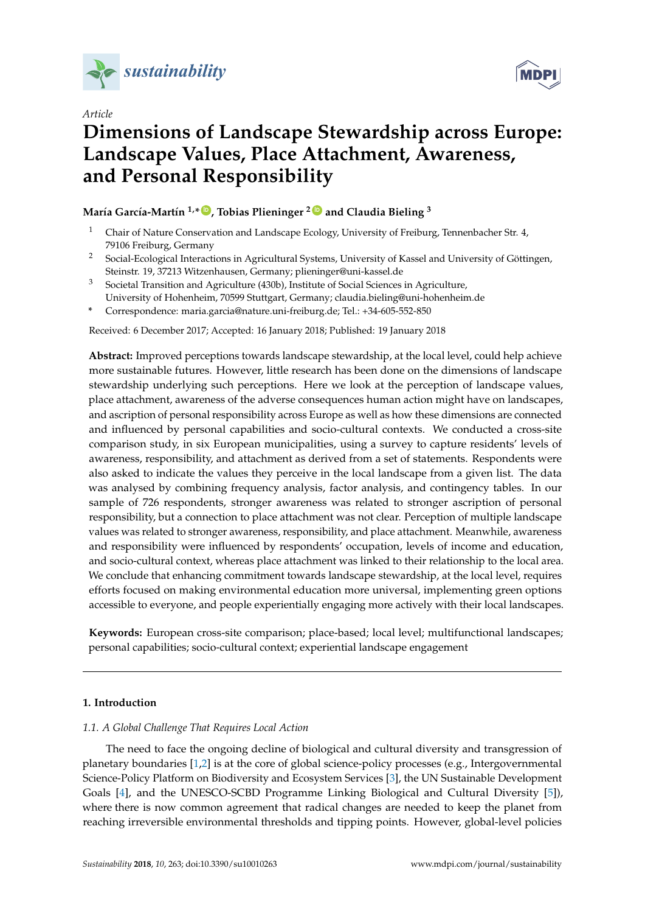*sustainability*

Article

# Dimensions of Landscape Stewardship across Europe: Landscape Values, Place Attachment, Awareness, and Personal Responsibility

**María García-Martín [1,*], Tobias Plieninger [2] and Claudia Bieling [3]**

[1] Chair of Nature Conservation and Landscape Ecology, University of Freiburg, Tennenbacher Str. 4, 79106 Freiburg, Germany

[2] Social-Ecological Interactions in Agricultural Systems, University of Kassel and University of Göttingen, Steinstr. 19, 37213 Witzenhausen, Germany; plieninger@uni-kassel.de

[3] Societal Transition and Agriculture (430b), Institute of Social Sciences in Agriculture, University of Hohenheim, 70599 Stuttgart, Germany; claudia.bieling@uni-hohenheim.de

\* Correspondence: maria.garcia@nature.uni-freiburg.de; Tel.: +34-605-552-850

Received: 6 December 2017; Accepted: 16 January 2018; Published: 19 January 2018

**Abstract:** Improved perceptions towards landscape stewardship, at the local level, could help achieve more sustainable futures. However, little research has been done on the dimensions of landscape stewardship underlying such perceptions. Here we look at the perception of landscape values, place attachment, awareness of the adverse consequences human action might have on landscapes, and ascription of personal responsibility across Europe as well as how these dimensions are connected and influenced by personal capabilities and socio-cultural contexts. We conducted a cross-site comparison study, in six European municipalities, using a survey to capture residents' levels of awareness, responsibility, and attachment as derived from a set of statements. Respondents were also asked to indicate the values they perceive in the local landscape from a given list. The data was analysed by combining frequency analysis, factor analysis, and contingency tables. In our sample of 726 respondents, stronger awareness was related to stronger ascription of personal responsibility, but a connection to place attachment was not clear. Perception of multiple landscape values was related to stronger awareness, responsibility, and place attachment. Meanwhile, awareness and responsibility were influenced by respondents' occupation, levels of income and education, and socio-cultural context, whereas place attachment was linked to their relationship to the local area. We conclude that enhancing commitment towards landscape stewardship, at the local level, requires efforts focused on making environmental education more universal, implementing green options accessible to everyone, and people experientially engaging more actively with their local landscapes.

**Keywords:** European cross-site comparison; place-based; local level; multifunctional landscapes; personal capabilities; socio-cultural context; experiential landscape engagement

## 1. Introduction

### 1.1. A Global Challenge That Requires Local Action

The need to face the ongoing decline of biological and cultural diversity and transgression of planetary boundaries [1,2] is at the core of global science-policy processes (e.g., Intergovernmental Science-Policy Platform on Biodiversity and Ecosystem Services [3], the UN Sustainable Development Goals [4], and the UNESCO-SCBD Programme Linking Biological and Cultural Diversity [5]), where there is now common agreement that radical changes are needed to keep the planet from reaching irreversible environmental thresholds and tipping points. However, global-level policies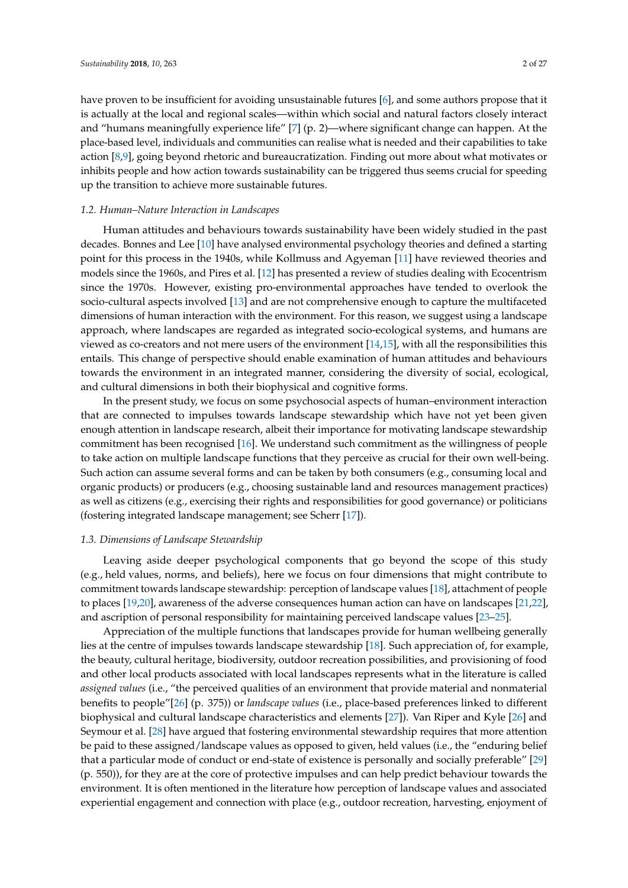have proven to be insufficient for avoiding unsustainable futures [6], and some authors propose that it is actually at the local and regional scales—within which social and natural factors closely interact and "humans meaningfully experience life" [7] (p. 2)—where significant change can happen. At the place-based level, individuals and communities can realise what is needed and their capabilities to take action [8,9], going beyond rhetoric and bureaucratization. Finding out more about what motivates or inhibits people and how action towards sustainability can be triggered thus seems crucial for speeding up the transition to achieve more sustainable futures.

### 1.2. Human–Nature Interaction in Landscapes

Human attitudes and behaviours towards sustainability have been widely studied in the past decades. Bonnes and Lee [10] have analysed environmental psychology theories and defined a starting point for this process in the 1940s, while Kollmuss and Agyeman [11] have reviewed theories and models since the 1960s, and Pires et al. [12] has presented a review of studies dealing with Ecocentrism since the 1970s. However, existing pro-environmental approaches have tended to overlook the socio-cultural aspects involved [13] and are not comprehensive enough to capture the multifaceted dimensions of human interaction with the environment. For this reason, we suggest using a landscape approach, where landscapes are regarded as integrated socio-ecological systems, and humans are viewed as co-creators and not mere users of the environment [14,15], with all the responsibilities this entails. This change of perspective should enable examination of human attitudes and behaviours towards the environment in an integrated manner, considering the diversity of social, ecological, and cultural dimensions in both their biophysical and cognitive forms.

In the present study, we focus on some psychosocial aspects of human–environment interaction that are connected to impulses towards landscape stewardship which have not yet been given enough attention in landscape research, albeit their importance for motivating landscape stewardship commitment has been recognised [16]. We understand such commitment as the willingness of people to take action on multiple landscape functions that they perceive as crucial for their own well-being. Such action can assume several forms and can be taken by both consumers (e.g., consuming local and organic products) or producers (e.g., choosing sustainable land and resources management practices) as well as citizens (e.g., exercising their rights and responsibilities for good governance) or politicians (fostering integrated landscape management; see Scherr [17]).

### 1.3. Dimensions of Landscape Stewardship

Leaving aside deeper psychological components that go beyond the scope of this study (e.g., held values, norms, and beliefs), here we focus on four dimensions that might contribute to commitment towards landscape stewardship: perception of landscape values [18], attachment of people to places [19,20], awareness of the adverse consequences human action can have on landscapes [21,22], and ascription of personal responsibility for maintaining perceived landscape values [23–25].

Appreciation of the multiple functions that landscapes provide for human wellbeing generally lies at the centre of impulses towards landscape stewardship [18]. Such appreciation of, for example, the beauty, cultural heritage, biodiversity, outdoor recreation possibilities, and provisioning of food and other local products associated with local landscapes represents what in the literature is called *assigned values* (i.e., "the perceived qualities of an environment that provide material and nonmaterial benefits to people"[26] (p. 375)) or *landscape values* (i.e., place-based preferences linked to different biophysical and cultural landscape characteristics and elements [27]). Van Riper and Kyle [26] and Seymour et al. [28] have argued that fostering environmental stewardship requires that more attention be paid to these assigned/landscape values as opposed to given, held values (i.e., the "enduring belief that a particular mode of conduct or end-state of existence is personally and socially preferable" [29] (p. 550)), for they are at the core of protective impulses and can help predict behaviour towards the environment. It is often mentioned in the literature how perception of landscape values and associated experiential engagement and connection with place (e.g., outdoor recreation, harvesting, enjoyment of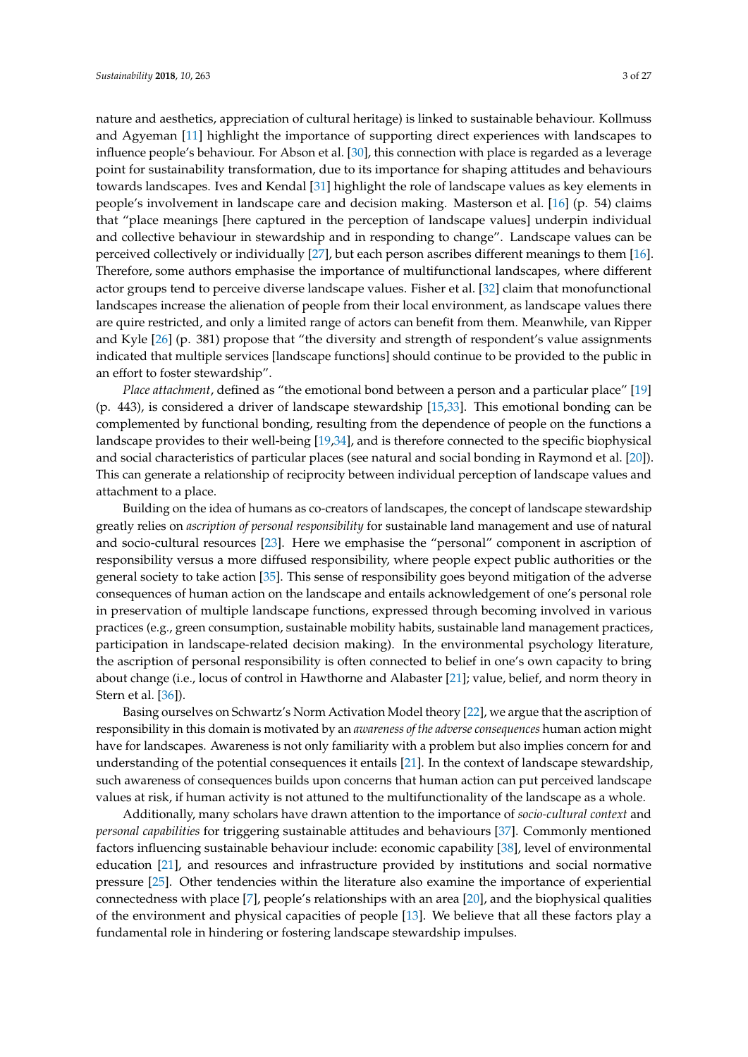nature and aesthetics, appreciation of cultural heritage) is linked to sustainable behaviour. Kollmuss and Agyeman [11] highlight the importance of supporting direct experiences with landscapes to influence people's behaviour. For Abson et al. [30], this connection with place is regarded as a leverage point for sustainability transformation, due to its importance for shaping attitudes and behaviours towards landscapes. Ives and Kendal [31] highlight the role of landscape values as key elements in people's involvement in landscape care and decision making. Masterson et al. [16] (p. 54) claims that "place meanings [here captured in the perception of landscape values] underpin individual and collective behaviour in stewardship and in responding to change". Landscape values can be perceived collectively or individually [27], but each person ascribes different meanings to them [16]. Therefore, some authors emphasise the importance of multifunctional landscapes, where different actor groups tend to perceive diverse landscape values. Fisher et al. [32] claim that monofunctional landscapes increase the alienation of people from their local environment, as landscape values there are quire restricted, and only a limited range of actors can benefit from them. Meanwhile, van Ripper and Kyle [26] (p. 381) propose that "the diversity and strength of respondent's value assignments indicated that multiple services [landscape functions] should continue to be provided to the public in an effort to foster stewardship".

*Place attachment*, defined as "the emotional bond between a person and a particular place" [19] (p. 443), is considered a driver of landscape stewardship [15,33]. This emotional bonding can be complemented by functional bonding, resulting from the dependence of people on the functions a landscape provides to their well-being [19,34], and is therefore connected to the specific biophysical and social characteristics of particular places (see natural and social bonding in Raymond et al. [20]). This can generate a relationship of reciprocity between individual perception of landscape values and attachment to a place.

Building on the idea of humans as co-creators of landscapes, the concept of landscape stewardship greatly relies on *ascription of personal responsibility* for sustainable land management and use of natural and socio-cultural resources [23]. Here we emphasise the "personal" component in ascription of responsibility versus a more diffused responsibility, where people expect public authorities or the general society to take action [35]. This sense of responsibility goes beyond mitigation of the adverse consequences of human action on the landscape and entails acknowledgement of one's personal role in preservation of multiple landscape functions, expressed through becoming involved in various practices (e.g., green consumption, sustainable mobility habits, sustainable land management practices, participation in landscape-related decision making). In the environmental psychology literature, the ascription of personal responsibility is often connected to belief in one's own capacity to bring about change (i.e., locus of control in Hawthorne and Alabaster [21]; value, belief, and norm theory in Stern et al. [36]).

Basing ourselves on Schwartz's Norm Activation Model theory [22], we argue that the ascription of responsibility in this domain is motivated by an *awareness of the adverse consequences* human action might have for landscapes. Awareness is not only familiarity with a problem but also implies concern for and understanding of the potential consequences it entails [21]. In the context of landscape stewardship, such awareness of consequences builds upon concerns that human action can put perceived landscape values at risk, if human activity is not attuned to the multifunctionality of the landscape as a whole.

Additionally, many scholars have drawn attention to the importance of *socio-cultural context* and *personal capabilities* for triggering sustainable attitudes and behaviours [37]. Commonly mentioned factors influencing sustainable behaviour include: economic capability [38], level of environmental education [21], and resources and infrastructure provided by institutions and social normative pressure [25]. Other tendencies within the literature also examine the importance of experiential connectedness with place [7], people's relationships with an area [20], and the biophysical qualities of the environment and physical capacities of people [13]. We believe that all these factors play a fundamental role in hindering or fostering landscape stewardship impulses.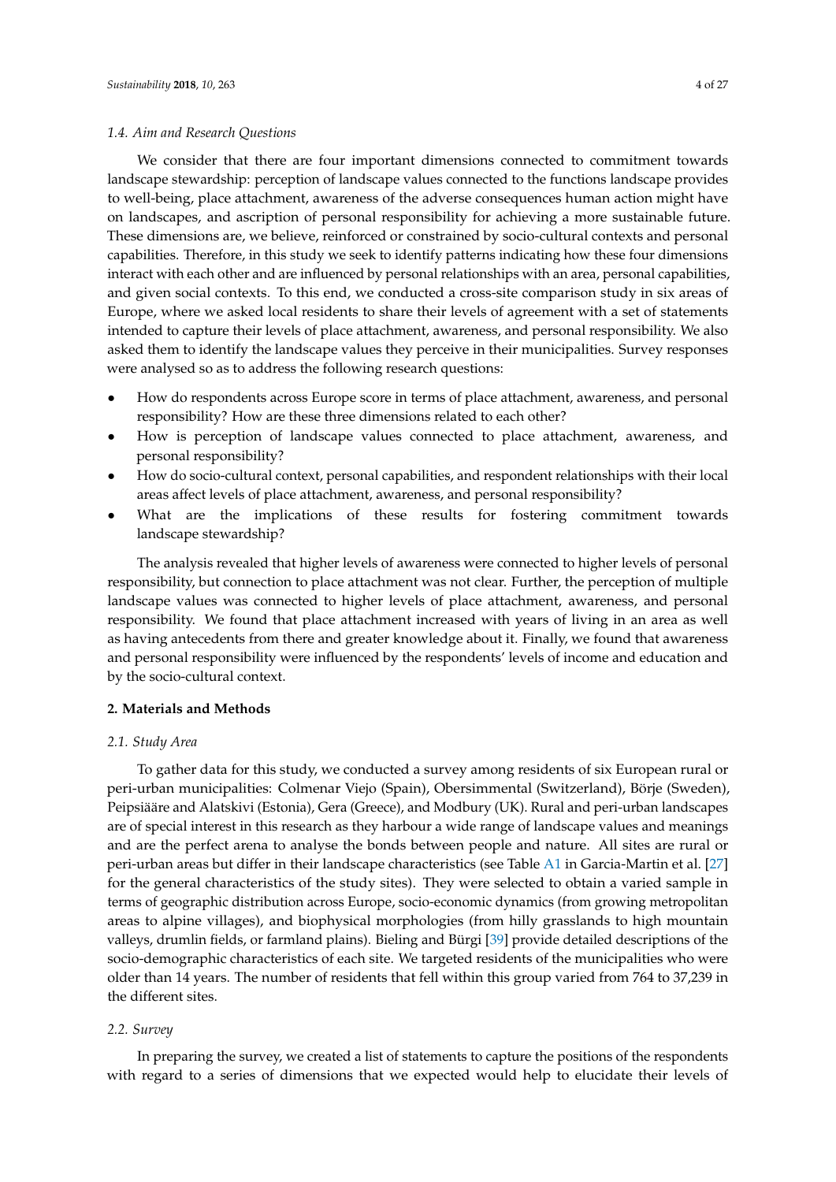### 1.4. Aim and Research Questions

We consider that there are four important dimensions connected to commitment towards landscape stewardship: perception of landscape values connected to the functions landscape provides to well-being, place attachment, awareness of the adverse consequences human action might have on landscapes, and ascription of personal responsibility for achieving a more sustainable future. These dimensions are, we believe, reinforced or constrained by socio-cultural contexts and personal capabilities. Therefore, in this study we seek to identify patterns indicating how these four dimensions interact with each other and are influenced by personal relationships with an area, personal capabilities, and given social contexts. To this end, we conducted a cross-site comparison study in six areas of Europe, where we asked local residents to share their levels of agreement with a set of statements intended to capture their levels of place attachment, awareness, and personal responsibility. We also asked them to identify the landscape values they perceive in their municipalities. Survey responses were analysed so as to address the following research questions:

- How do respondents across Europe score in terms of place attachment, awareness, and personal responsibility? How are these three dimensions related to each other?
- How is perception of landscape values connected to place attachment, awareness, and personal responsibility?
- How do socio-cultural context, personal capabilities, and respondent relationships with their local areas affect levels of place attachment, awareness, and personal responsibility?
- What are the implications of these results for fostering commitment towards landscape stewardship?

The analysis revealed that higher levels of awareness were connected to higher levels of personal responsibility, but connection to place attachment was not clear. Further, the perception of multiple landscape values was connected to higher levels of place attachment, awareness, and personal responsibility. We found that place attachment increased with years of living in an area as well as having antecedents from there and greater knowledge about it. Finally, we found that awareness and personal responsibility were influenced by the respondents' levels of income and education and by the socio-cultural context.

## 2. Materials and Methods

### 2.1. Study Area

To gather data for this study, we conducted a survey among residents of six European rural or peri-urban municipalities: Colmenar Viejo (Spain), Obersimmental (Switzerland), Börje (Sweden), Peipsiääre and Alatskivi (Estonia), Gera (Greece), and Modbury (UK). Rural and peri-urban landscapes are of special interest in this research as they harbour a wide range of landscape values and meanings and are the perfect arena to analyse the bonds between people and nature. All sites are rural or peri-urban areas but differ in their landscape characteristics (see Table A1 in Garcia-Martin et al. [27] for the general characteristics of the study sites). They were selected to obtain a varied sample in terms of geographic distribution across Europe, socio-economic dynamics (from growing metropolitan areas to alpine villages), and biophysical morphologies (from hilly grasslands to high mountain valleys, drumlin fields, or farmland plains). Bieling and Bürgi [39] provide detailed descriptions of the socio-demographic characteristics of each site. We targeted residents of the municipalities who were older than 14 years. The number of residents that fell within this group varied from 764 to 37,239 in the different sites.

### 2.2. Survey

In preparing the survey, we created a list of statements to capture the positions of the respondents with regard to a series of dimensions that we expected would help to elucidate their levels of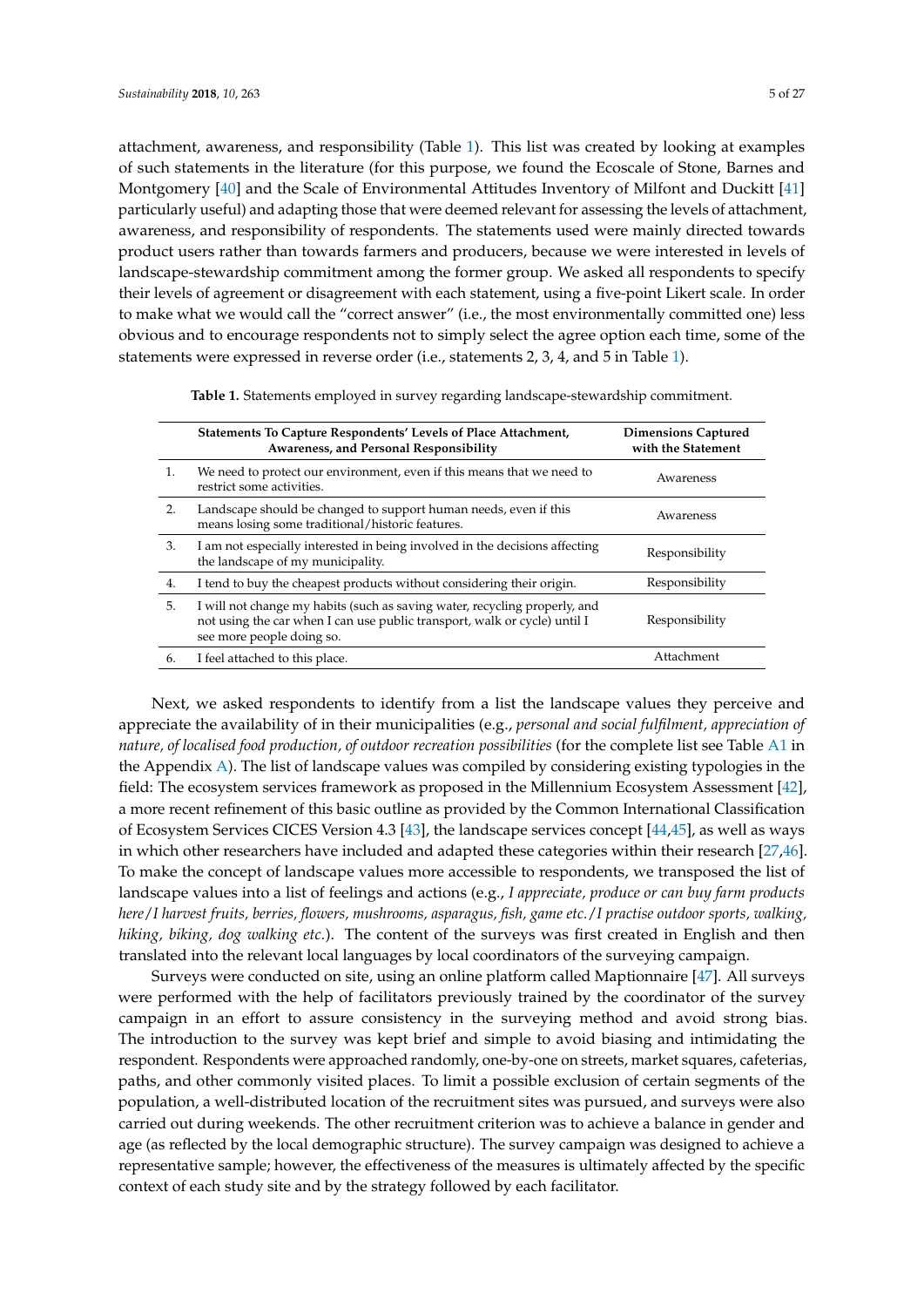attachment, awareness, and responsibility (Table 1). This list was created by looking at examples of such statements in the literature (for this purpose, we found the Ecoscale of Stone, Barnes and Montgomery [40] and the Scale of Environmental Attitudes Inventory of Milfont and Duckitt [41] particularly useful) and adapting those that were deemed relevant for assessing the levels of attachment, awareness, and responsibility of respondents. The statements used were mainly directed towards product users rather than towards farmers and producers, because we were interested in levels of landscape-stewardship commitment among the former group. We asked all respondents to specify their levels of agreement or disagreement with each statement, using a five-point Likert scale. In order to make what we would call the "correct answer" (i.e., the most environmentally committed one) less obvious and to encourage respondents not to simply select the agree option each time, some of the statements were expressed in reverse order (i.e., statements 2, 3, 4, and 5 in Table 1).

**Table 1.** Statements employed in survey regarding landscape-stewardship commitment.

| | Statements To Capture Respondents' Levels of Place Attachment, Awareness, and Personal Responsibility | Dimensions Captured with the Statement |
|---|---|---|
| 1. | We need to protect our environment, even if this means that we need to restrict some activities. | Awareness |
| 2. | Landscape should be changed to support human needs, even if this means losing some traditional/historic features. | Awareness |
| 3. | I am not especially interested in being involved in the decisions affecting the landscape of my municipality. | Responsibility |
| 4. | I tend to buy the cheapest products without considering their origin. | Responsibility |
| 5. | I will not change my habits (such as saving water, recycling properly, and not using the car when I can use public transport, walk or cycle) until I see more people doing so. | Responsibility |
| 6. | I feel attached to this place. | Attachment |

Next, we asked respondents to identify from a list the landscape values they perceive and appreciate the availability of in their municipalities (e.g., *personal and social fulfilment, appreciation of nature, of localised food production, of outdoor recreation possibilities* (for the complete list see Table A1 in the Appendix A). The list of landscape values was compiled by considering existing typologies in the field: The ecosystem services framework as proposed in the Millennium Ecosystem Assessment [42], a more recent refinement of this basic outline as provided by the Common International Classification of Ecosystem Services CICES Version 4.3 [43], the landscape services concept [44,45], as well as ways in which other researchers have included and adapted these categories within their research [27,46]. To make the concept of landscape values more accessible to respondents, we transposed the list of landscape values into a list of feelings and actions (e.g., *I appreciate, produce or can buy farm products here/I harvest fruits, berries, flowers, mushrooms, asparagus, fish, game etc./I practise outdoor sports, walking, hiking, biking, dog walking etc.*). The content of the surveys was first created in English and then translated into the relevant local languages by local coordinators of the surveying campaign.

Surveys were conducted on site, using an online platform called Maptionnaire [47]. All surveys were performed with the help of facilitators previously trained by the coordinator of the survey campaign in an effort to assure consistency in the surveying method and avoid strong bias. The introduction to the survey was kept brief and simple to avoid biasing and intimidating the respondent. Respondents were approached randomly, one-by-one on streets, market squares, cafeterias, paths, and other commonly visited places. To limit a possible exclusion of certain segments of the population, a well-distributed location of the recruitment sites was pursued, and surveys were also carried out during weekends. The other recruitment criterion was to achieve a balance in gender and age (as reflected by the local demographic structure). The survey campaign was designed to achieve a representative sample; however, the effectiveness of the measures is ultimately affected by the specific context of each study site and by the strategy followed by each facilitator.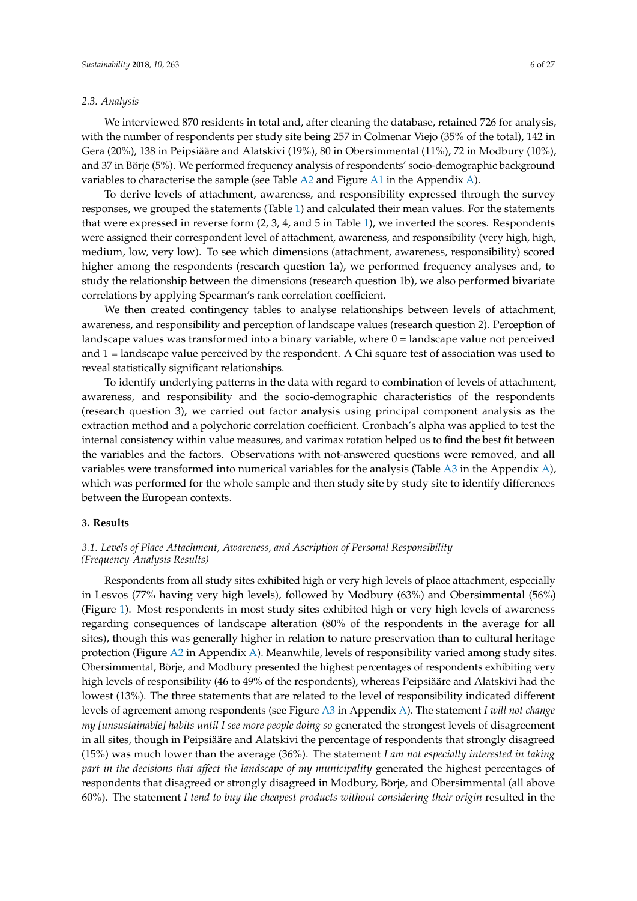### 2.3. Analysis

We interviewed 870 residents in total and, after cleaning the database, retained 726 for analysis, with the number of respondents per study site being 257 in Colmenar Viejo (35% of the total), 142 in Gera (20%), 138 in Peipsiääre and Alatskivi (19%), 80 in Obersimmental (11%), 72 in Modbury (10%), and 37 in Börje (5%). We performed frequency analysis of respondents' socio-demographic background variables to characterise the sample (see Table A2 and Figure A1 in the Appendix A).

To derive levels of attachment, awareness, and responsibility expressed through the survey responses, we grouped the statements (Table 1) and calculated their mean values. For the statements that were expressed in reverse form (2, 3, 4, and 5 in Table 1), we inverted the scores. Respondents were assigned their correspondent level of attachment, awareness, and responsibility (very high, high, medium, low, very low). To see which dimensions (attachment, awareness, responsibility) scored higher among the respondents (research question 1a), we performed frequency analyses and, to study the relationship between the dimensions (research question 1b), we also performed bivariate correlations by applying Spearman's rank correlation coefficient.

We then created contingency tables to analyse relationships between levels of attachment, awareness, and responsibility and perception of landscape values (research question 2). Perception of landscape values was transformed into a binary variable, where 0 = landscape value not perceived and 1 = landscape value perceived by the respondent. A Chi square test of association was used to reveal statistically significant relationships.

To identify underlying patterns in the data with regard to combination of levels of attachment, awareness, and responsibility and the socio-demographic characteristics of the respondents (research question 3), we carried out factor analysis using principal component analysis as the extraction method and a polychoric correlation coefficient. Cronbach's alpha was applied to test the internal consistency within value measures, and varimax rotation helped us to find the best fit between the variables and the factors. Observations with not-answered questions were removed, and all variables were transformed into numerical variables for the analysis (Table A3 in the Appendix A), which was performed for the whole sample and then study site by study site to identify differences between the European contexts.

## 3. Results

### 3.1. Levels of Place Attachment, Awareness, and Ascription of Personal Responsibility (Frequency-Analysis Results)

Respondents from all study sites exhibited high or very high levels of place attachment, especially in Lesvos (77% having very high levels), followed by Modbury (63%) and Obersimmental (56%) (Figure 1). Most respondents in most study sites exhibited high or very high levels of awareness regarding consequences of landscape alteration (80% of the respondents in the average for all sites), though this was generally higher in relation to nature preservation than to cultural heritage protection (Figure A2 in Appendix A). Meanwhile, levels of responsibility varied among study sites. Obersimmental, Börje, and Modbury presented the highest percentages of respondents exhibiting very high levels of responsibility (46 to 49% of the respondents), whereas Peipsiääre and Alatskivi had the lowest (13%). The three statements that are related to the level of responsibility indicated different levels of agreement among respondents (see Figure A3 in Appendix A). The statement *I will not change my [unsustainable] habits until I see more people doing so* generated the strongest levels of disagreement in all sites, though in Peipsiääre and Alatskivi the percentage of respondents that strongly disagreed (15%) was much lower than the average (36%). The statement *I am not especially interested in taking part in the decisions that affect the landscape of my municipality* generated the highest percentages of respondents that disagreed or strongly disagreed in Modbury, Börje, and Obersimmental (all above 60%). The statement *I tend to buy the cheapest products without considering their origin* resulted in the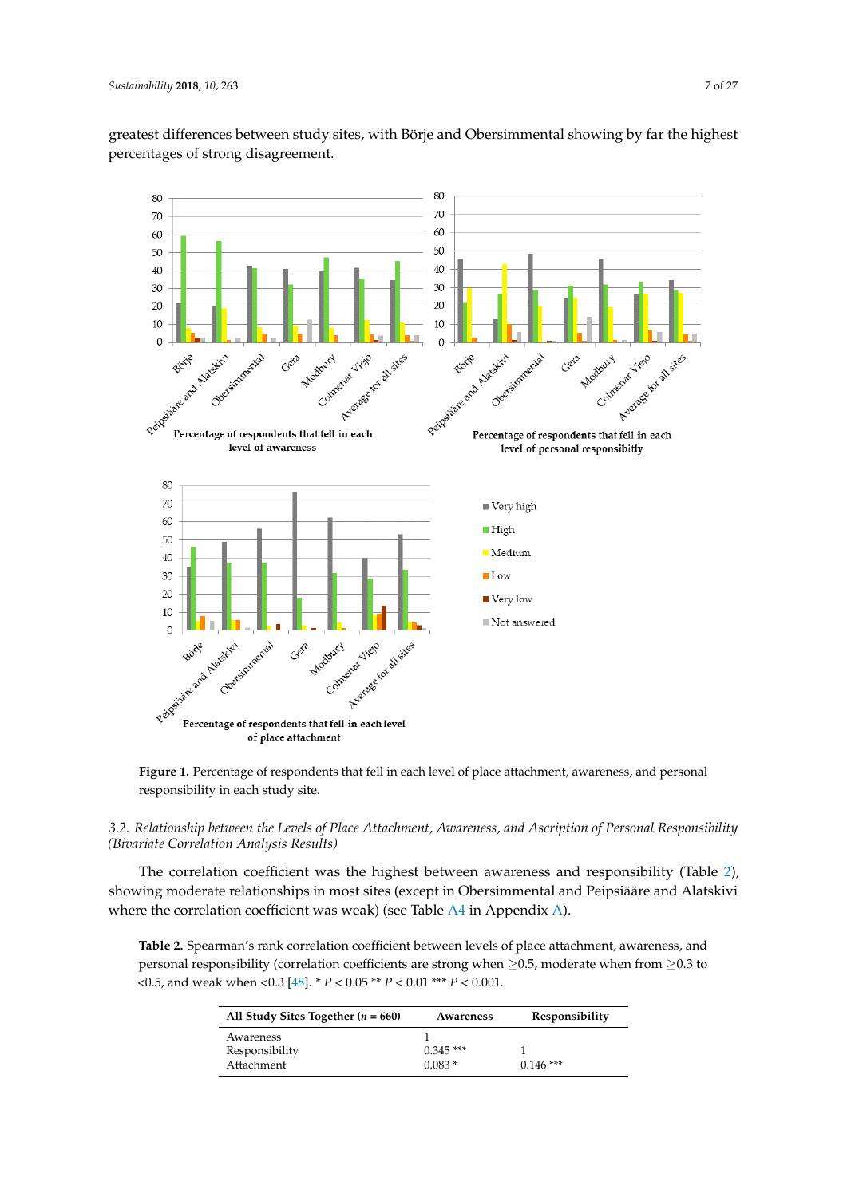greatest differences between study sites, with Börje and Obersimmental showing by far the highest percentages of strong disagreement.

**Figure 1.** Percentage of respondents that fell in each level of place attachment, awareness, and personal responsibility in each study site.

### *3.2. Relationship between the Levels of Place Attachment, Awareness, and Ascription of Personal Responsibility (Bivariate Correlation Analysis Results)*

The correlation coefficient was the highest between awareness and responsibility (Table 2), showing moderate relationships in most sites (except in Obersimmental and Peipsiääre and Alatskivi where the correlation coefficient was weak) (see Table A4 in Appendix A).

**Table 2.** Spearman's rank correlation coefficient between levels of place attachment, awareness, and personal responsibility (correlation coefficients are strong when ≥0.5, moderate when from ≥0.3 to <0.5, and weak when <0.3 [48]. * $P < 0.05$ ** $P < 0.01$ *** $P < 0.001$.

| All Study Sites Together ($n$ = 660) | Awareness | Responsibility |
|---|---|---|
| Awareness | 1 | |
| Responsibility | 0.345 *** | 1 |
| Attachment | 0.083 * | 0.146 *** |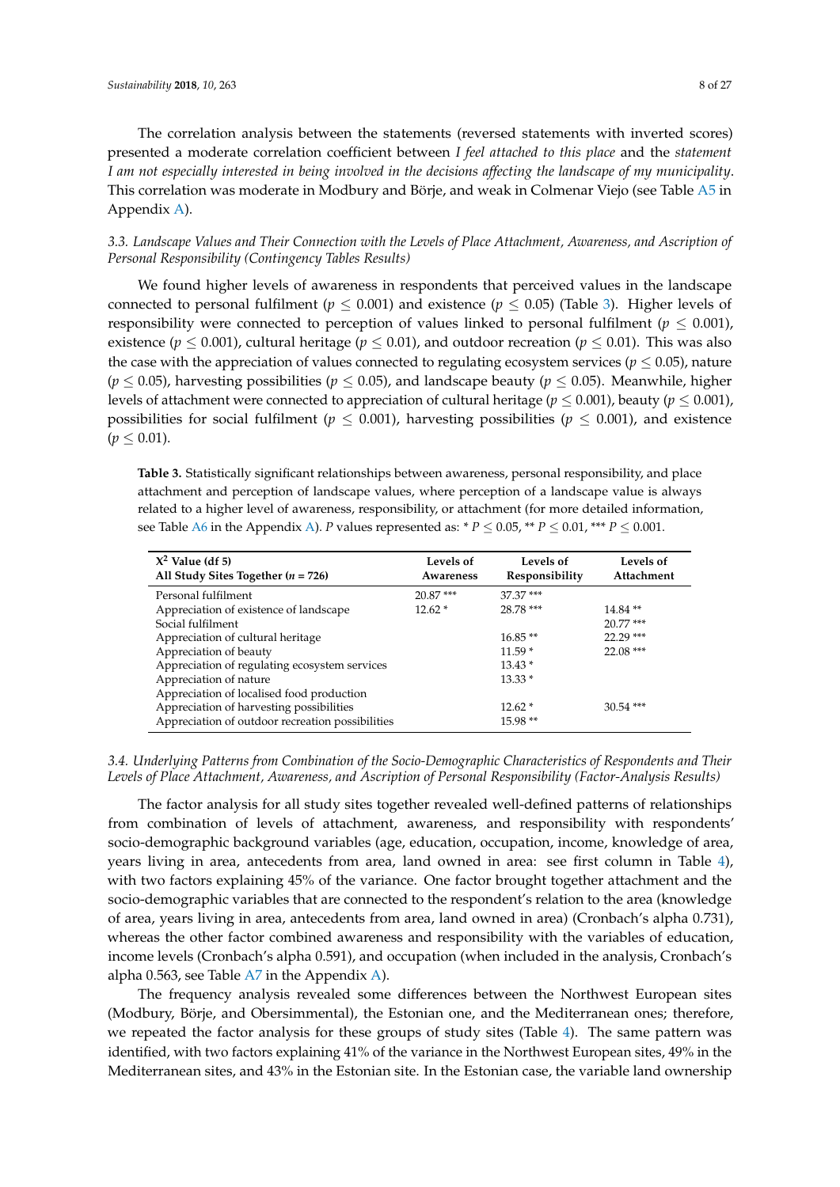The correlation analysis between the statements (reversed statements with inverted scores) presented a moderate correlation coefficient between *I feel attached to this place* and the *statement I am not especially interested in being involved in the decisions affecting the landscape of my municipality*. This correlation was moderate in Modbury and Börje, and weak in Colmenar Viejo (see Table A5 in Appendix A).

### 3.3. Landscape Values and Their Connection with the Levels of Place Attachment, Awareness, and Ascription of Personal Responsibility (Contingency Tables Results)

We found higher levels of awareness in respondents that perceived values in the landscape connected to personal fulfilment ($p \leq 0.001$) and existence ($p \leq 0.05$) (Table 3). Higher levels of responsibility were connected to perception of values linked to personal fulfilment ($p \leq 0.001$), existence ($p \leq 0.001$), cultural heritage ($p \leq 0.01$), and outdoor recreation ($p \leq 0.01$). This was also the case with the appreciation of values connected to regulating ecosystem services ($p \leq 0.05$), nature ($p \leq 0.05$), harvesting possibilities ($p \leq 0.05$), and landscape beauty ($p \leq 0.05$). Meanwhile, higher levels of attachment were connected to appreciation of cultural heritage ($p \leq 0.001$), beauty ($p \leq 0.001$), possibilities for social fulfilment ($p \leq 0.001$), harvesting possibilities ($p \leq 0.001$), and existence ($p \leq 0.01$).

**Table 3.** Statistically significant relationships between awareness, personal responsibility, and place attachment and perception of landscape values, where perception of a landscape value is always related to a higher level of awareness, responsibility, or attachment (for more detailed information, see Table A6 in the Appendix A). *P* values represented as: * $P \leq 0.05$, ** $P \leq 0.01$, *** $P \leq 0.001$.

| $X^2$ Value (df 5) All Study Sites Together ($n$ = 726) | Levels of Awareness | Levels of Responsibility | Levels of Attachment |
|---|---|---|---|
| Personal fulfilment | 20.87 *** | 37.37 *** | |
| Appreciation of existence of landscape | 12.62 * | 28.78 *** | 14.84 ** |
| Social fulfilment | | | 20.77 *** |
| Appreciation of cultural heritage | | 16.85 ** | 22.29 *** |
| Appreciation of beauty | | 11.59 * | 22.08 *** |
| Appreciation of regulating ecosystem services | | 13.43 * | |
| Appreciation of nature | | 13.33 * | |
| Appreciation of localised food production | | | |
| Appreciation of harvesting possibilities | | 12.62 * | 30.54 *** |
| Appreciation of outdoor recreation possibilities | | 15.98 ** | |

### 3.4. Underlying Patterns from Combination of the Socio-Demographic Characteristics of Respondents and Their Levels of Place Attachment, Awareness, and Ascription of Personal Responsibility (Factor-Analysis Results)

The factor analysis for all study sites together revealed well-defined patterns of relationships from combination of levels of attachment, awareness, and responsibility with respondents' socio-demographic background variables (age, education, occupation, income, knowledge of area, years living in area, antecedents from area, land owned in area: see first column in Table 4), with two factors explaining 45% of the variance. One factor brought together attachment and the socio-demographic variables that are connected to the respondent's relation to the area (knowledge of area, years living in area, antecedents from area, land owned in area) (Cronbach's alpha 0.731), whereas the other factor combined awareness and responsibility with the variables of education, income levels (Cronbach's alpha 0.591), and occupation (when included in the analysis, Cronbach's alpha 0.563, see Table A7 in the Appendix A).

The frequency analysis revealed some differences between the Northwest European sites (Modbury, Börje, and Obersimmental), the Estonian one, and the Mediterranean ones; therefore, we repeated the factor analysis for these groups of study sites (Table 4). The same pattern was identified, with two factors explaining 41% of the variance in the Northwest European sites, 49% in the Mediterranean sites, and 43% in the Estonian site. In the Estonian case, the variable land ownership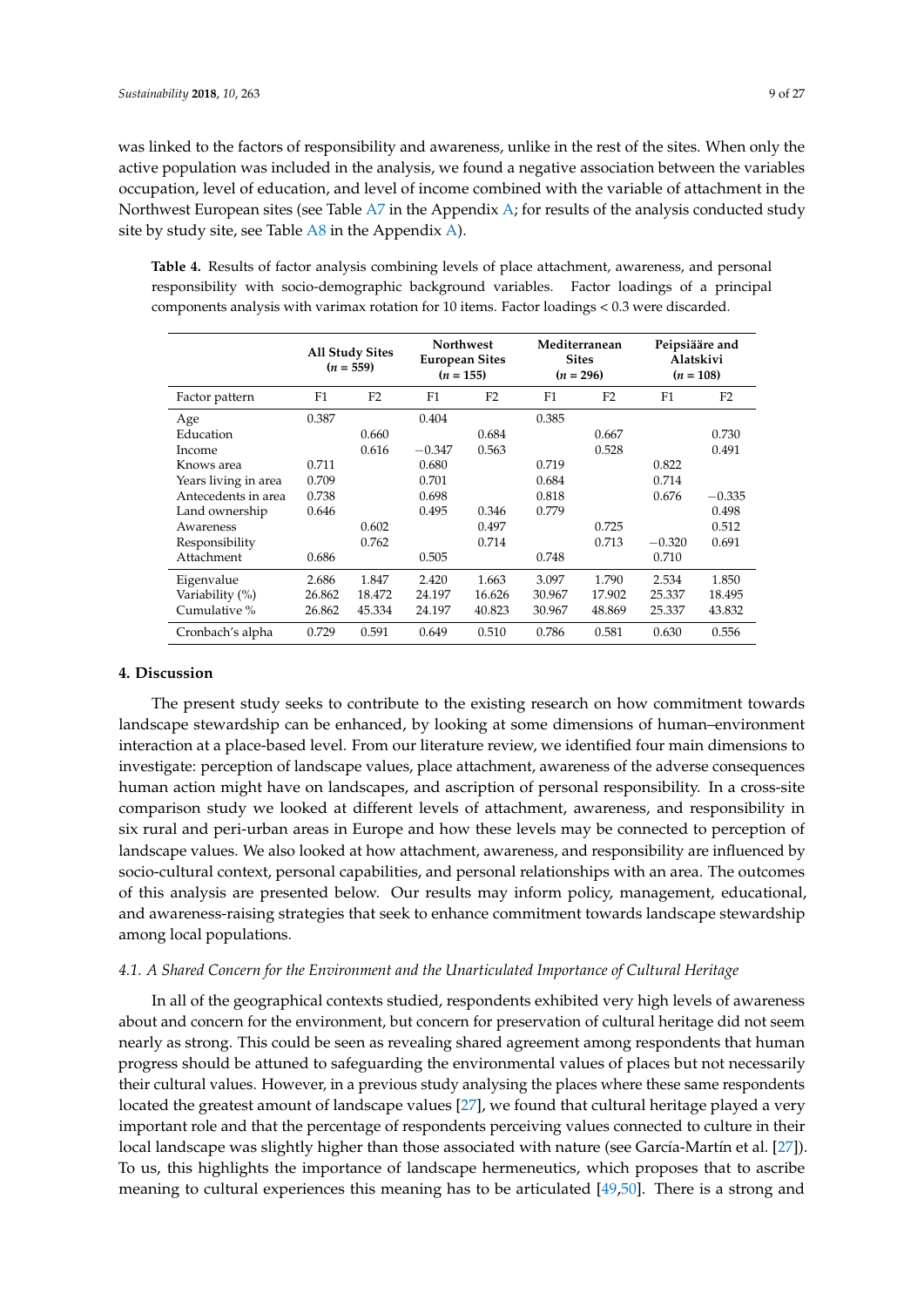was linked to the factors of responsibility and awareness, unlike in the rest of the sites. When only the active population was included in the analysis, we found a negative association between the variables occupation, level of education, and level of income combined with the variable of attachment in the Northwest European sites (see Table A7 in the Appendix A; for results of the analysis conducted study site by study site, see Table A8 in the Appendix A).

**Table 4.** Results of factor analysis combining levels of place attachment, awareness, and personal responsibility with socio-demographic background variables. Factor loadings of a principal components analysis with varimax rotation for 10 items. Factor loadings < 0.3 were discarded.

| | All Study Sites ($n$ = 559) | | Northwest European Sites ($n$ = 155) | | Mediterranean Sites ($n$ = 296) | | Peipsiääre and Alatskivi ($n$ = 108) | |
|---|---|---|---|---|---|---|---|---|
| Factor pattern | F1 | F2 | F1 | F2 | F1 | F2 | F1 | F2 |
| Age | 0.387 | | 0.404 | | 0.385 | | | |
| Education | | 0.660 | | 0.684 | | 0.667 | | 0.730 |
| Income | | 0.616 | −0.347 | 0.563 | | 0.528 | | 0.491 |
| Knows area | 0.711 | | 0.680 | | 0.719 | | 0.822 | |
| Years living in area | 0.709 | | 0.701 | | 0.684 | | 0.714 | |
| Antecedents in area | 0.738 | | 0.698 | | 0.818 | | 0.676 | −0.335 |
| Land ownership | 0.646 | | 0.495 | 0.346 | 0.779 | | | 0.498 |
| Awareness | | 0.602 | | 0.497 | | 0.725 | | 0.512 |
| Responsibility | | 0.762 | | 0.714 | | 0.713 | −0.320 | 0.691 |
| Attachment | 0.686 | | 0.505 | | 0.748 | | 0.710 | |
| Eigenvalue | 2.686 | 1.847 | 2.420 | 1.663 | 3.097 | 1.790 | 2.534 | 1.850 |
| Variability (%) | 26.862 | 18.472 | 24.197 | 16.626 | 30.967 | 17.902 | 25.337 | 18.495 |
| Cumulative % | 26.862 | 45.334 | 24.197 | 40.823 | 30.967 | 48.869 | 25.337 | 43.832 |
| Cronbach's alpha | 0.729 | 0.591 | 0.649 | 0.510 | 0.786 | 0.581 | 0.630 | 0.556 |

## 4. Discussion

The present study seeks to contribute to the existing research on how commitment towards landscape stewardship can be enhanced, by looking at some dimensions of human–environment interaction at a place-based level. From our literature review, we identified four main dimensions to investigate: perception of landscape values, place attachment, awareness of the adverse consequences human action might have on landscapes, and ascription of personal responsibility. In a cross-site comparison study we looked at different levels of attachment, awareness, and responsibility in six rural and peri-urban areas in Europe and how these levels may be connected to perception of landscape values. We also looked at how attachment, awareness, and responsibility are influenced by socio-cultural context, personal capabilities, and personal relationships with an area. The outcomes of this analysis are presented below. Our results may inform policy, management, educational, and awareness-raising strategies that seek to enhance commitment towards landscape stewardship among local populations.

### *4.1. A Shared Concern for the Environment and the Unarticulated Importance of Cultural Heritage*

In all of the geographical contexts studied, respondents exhibited very high levels of awareness about and concern for the environment, but concern for preservation of cultural heritage did not seem nearly as strong. This could be seen as revealing shared agreement among respondents that human progress should be attuned to safeguarding the environmental values of places but not necessarily their cultural values. However, in a previous study analysing the places where these same respondents located the greatest amount of landscape values [27], we found that cultural heritage played a very important role and that the percentage of respondents perceiving values connected to culture in their local landscape was slightly higher than those associated with nature (see García-Martín et al. [27]). To us, this highlights the importance of landscape hermeneutics, which proposes that to ascribe meaning to cultural experiences this meaning has to be articulated [49,50]. There is a strong and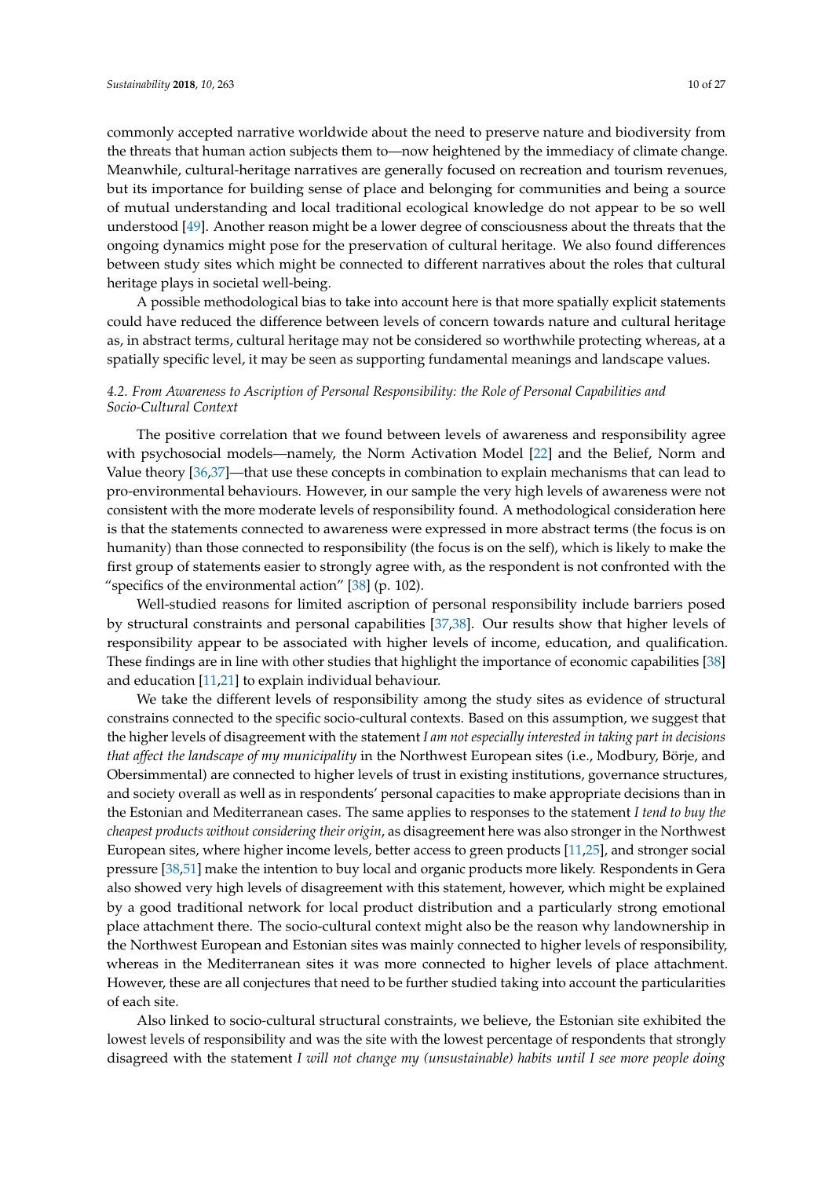commonly accepted narrative worldwide about the need to preserve nature and biodiversity from the threats that human action subjects them to—now heightened by the immediacy of climate change. Meanwhile, cultural-heritage narratives are generally focused on recreation and tourism revenues, but its importance for building sense of place and belonging for communities and being a source of mutual understanding and local traditional ecological knowledge do not appear to be so well understood [49]. Another reason might be a lower degree of consciousness about the threats that the ongoing dynamics might pose for the preservation of cultural heritage. We also found differences between study sites which might be connected to different narratives about the roles that cultural heritage plays in societal well-being.

A possible methodological bias to take into account here is that more spatially explicit statements could have reduced the difference between levels of concern towards nature and cultural heritage as, in abstract terms, cultural heritage may not be considered so worthwhile protecting whereas, at a spatially specific level, it may be seen as supporting fundamental meanings and landscape values.

### *4.2. From Awareness to Ascription of Personal Responsibility: the Role of Personal Capabilities and Socio-Cultural Context*

The positive correlation that we found between levels of awareness and responsibility agree with psychosocial models—namely, the Norm Activation Model [22] and the Belief, Norm and Value theory [36,37]—that use these concepts in combination to explain mechanisms that can lead to pro-environmental behaviours. However, in our sample the very high levels of awareness were not consistent with the more moderate levels of responsibility found. A methodological consideration here is that the statements connected to awareness were expressed in more abstract terms (the focus is on humanity) than those connected to responsibility (the focus is on the self), which is likely to make the first group of statements easier to strongly agree with, as the respondent is not confronted with the "specifics of the environmental action" [38] (p. 102).

Well-studied reasons for limited ascription of personal responsibility include barriers posed by structural constraints and personal capabilities [37,38]. Our results show that higher levels of responsibility appear to be associated with higher levels of income, education, and qualification. These findings are in line with other studies that highlight the importance of economic capabilities [38] and education [11,21] to explain individual behaviour.

We take the different levels of responsibility among the study sites as evidence of structural constrains connected to the specific socio-cultural contexts. Based on this assumption, we suggest that the higher levels of disagreement with the statement *I am not especially interested in taking part in decisions that affect the landscape of my municipality* in the Northwest European sites (i.e., Modbury, Börje, and Obersimmental) are connected to higher levels of trust in existing institutions, governance structures, and society overall as well as in respondents' personal capacities to make appropriate decisions than in the Estonian and Mediterranean cases. The same applies to responses to the statement *I tend to buy the cheapest products without considering their origin*, as disagreement here was also stronger in the Northwest European sites, where higher income levels, better access to green products [11,25], and stronger social pressure [38,51] make the intention to buy local and organic products more likely. Respondents in Gera also showed very high levels of disagreement with this statement, however, which might be explained by a good traditional network for local product distribution and a particularly strong emotional place attachment there. The socio-cultural context might also be the reason why landownership in the Northwest European and Estonian sites was mainly connected to higher levels of responsibility, whereas in the Mediterranean sites it was more connected to higher levels of place attachment. However, these are all conjectures that need to be further studied taking into account the particularities of each site.

Also linked to socio-cultural structural constraints, we believe, the Estonian site exhibited the lowest levels of responsibility and was the site with the lowest percentage of respondents that strongly disagreed with the statement *I will not change my (unsustainable) habits until I see more people doing*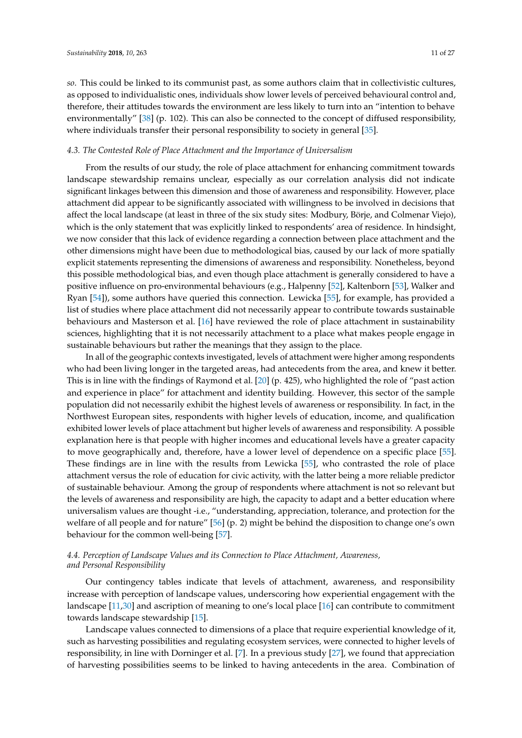*so*. This could be linked to its communist past, as some authors claim that in collectivistic cultures, as opposed to individualistic ones, individuals show lower levels of perceived behavioural control and, therefore, their attitudes towards the environment are less likely to turn into an "intention to behave environmentally" [38] (p. 102). This can also be connected to the concept of diffused responsibility, where individuals transfer their personal responsibility to society in general [35].

### *4.3. The Contested Role of Place Attachment and the Importance of Universalism*

From the results of our study, the role of place attachment for enhancing commitment towards landscape stewardship remains unclear, especially as our correlation analysis did not indicate significant linkages between this dimension and those of awareness and responsibility. However, place attachment did appear to be significantly associated with willingness to be involved in decisions that affect the local landscape (at least in three of the six study sites: Modbury, Börje, and Colmenar Viejo), which is the only statement that was explicitly linked to respondents' area of residence. In hindsight, we now consider that this lack of evidence regarding a connection between place attachment and the other dimensions might have been due to methodological bias, caused by our lack of more spatially explicit statements representing the dimensions of awareness and responsibility. Nonetheless, beyond this possible methodological bias, and even though place attachment is generally considered to have a positive influence on pro-environmental behaviours (e.g., Halpenny [52], Kaltenborn [53], Walker and Ryan [54]), some authors have queried this connection. Lewicka [55], for example, has provided a list of studies where place attachment did not necessarily appear to contribute towards sustainable behaviours and Masterson et al. [16] have reviewed the role of place attachment in sustainability sciences, highlighting that it is not necessarily attachment to a place what makes people engage in sustainable behaviours but rather the meanings that they assign to the place.

In all of the geographic contexts investigated, levels of attachment were higher among respondents who had been living longer in the targeted areas, had antecedents from the area, and knew it better. This is in line with the findings of Raymond et al. [20] (p. 425), who highlighted the role of "past action and experience in place" for attachment and identity building. However, this sector of the sample population did not necessarily exhibit the highest levels of awareness or responsibility. In fact, in the Northwest European sites, respondents with higher levels of education, income, and qualification exhibited lower levels of place attachment but higher levels of awareness and responsibility. A possible explanation here is that people with higher incomes and educational levels have a greater capacity to move geographically and, therefore, have a lower level of dependence on a specific place [55]. These findings are in line with the results from Lewicka [55], who contrasted the role of place attachment versus the role of education for civic activity, with the latter being a more reliable predictor of sustainable behaviour. Among the group of respondents where attachment is not so relevant but the levels of awareness and responsibility are high, the capacity to adapt and a better education where universalism values are thought -i.e., "understanding, appreciation, tolerance, and protection for the welfare of all people and for nature" [56] (p. 2) might be behind the disposition to change one's own behaviour for the common well-being [57].

### *4.4. Perception of Landscape Values and its Connection to Place Attachment, Awareness, and Personal Responsibility*

Our contingency tables indicate that levels of attachment, awareness, and responsibility increase with perception of landscape values, underscoring how experiential engagement with the landscape [11,30] and ascription of meaning to one's local place [16] can contribute to commitment towards landscape stewardship [15].

Landscape values connected to dimensions of a place that require experiential knowledge of it, such as harvesting possibilities and regulating ecosystem services, were connected to higher levels of responsibility, in line with Dorninger et al. [7]. In a previous study [27], we found that appreciation of harvesting possibilities seems to be linked to having antecedents in the area. Combination of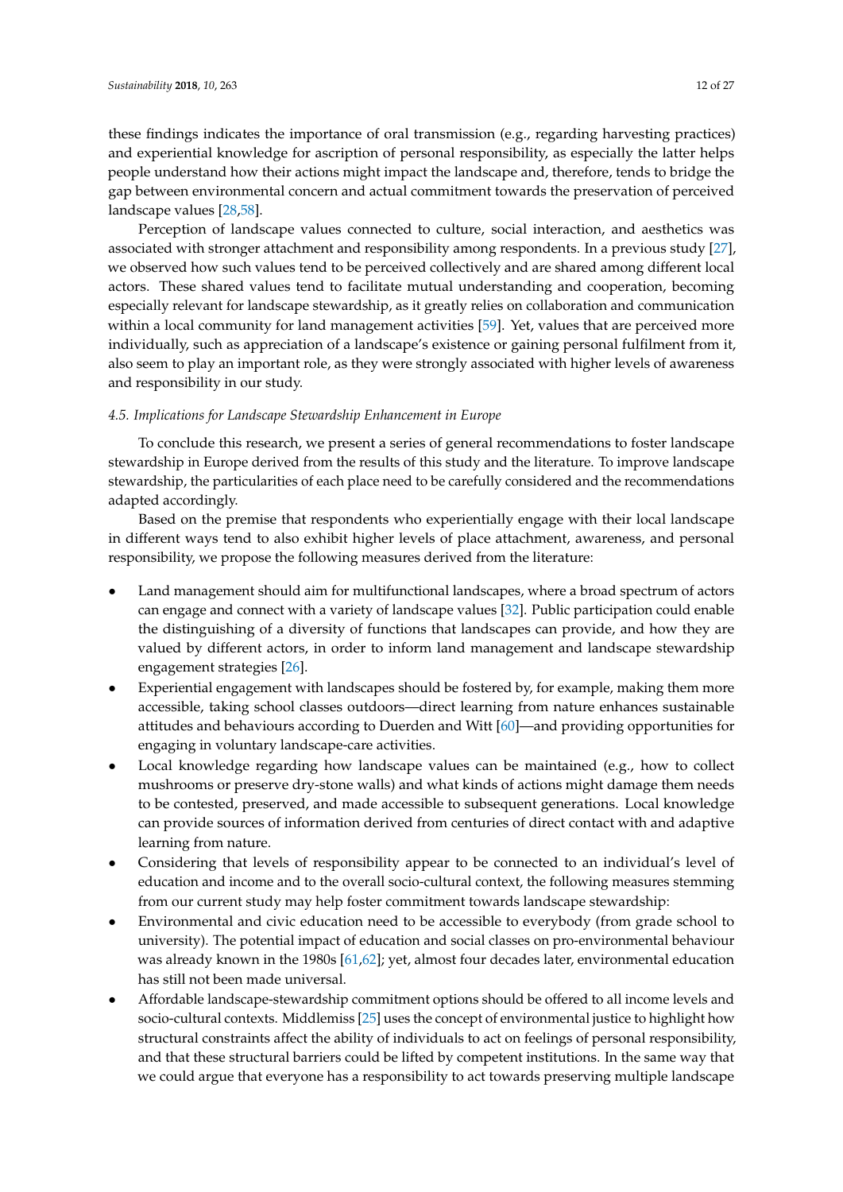these findings indicates the importance of oral transmission (e.g., regarding harvesting practices) and experiential knowledge for ascription of personal responsibility, as especially the latter helps people understand how their actions might impact the landscape and, therefore, tends to bridge the gap between environmental concern and actual commitment towards the preservation of perceived landscape values [28,58].

Perception of landscape values connected to culture, social interaction, and aesthetics was associated with stronger attachment and responsibility among respondents. In a previous study [27], we observed how such values tend to be perceived collectively and are shared among different local actors. These shared values tend to facilitate mutual understanding and cooperation, becoming especially relevant for landscape stewardship, as it greatly relies on collaboration and communication within a local community for land management activities [59]. Yet, values that are perceived more individually, such as appreciation of a landscape's existence or gaining personal fulfilment from it, also seem to play an important role, as they were strongly associated with higher levels of awareness and responsibility in our study.

### *4.5. Implications for Landscape Stewardship Enhancement in Europe*

To conclude this research, we present a series of general recommendations to foster landscape stewardship in Europe derived from the results of this study and the literature. To improve landscape stewardship, the particularities of each place need to be carefully considered and the recommendations adapted accordingly.

Based on the premise that respondents who experientially engage with their local landscape in different ways tend to also exhibit higher levels of place attachment, awareness, and personal responsibility, we propose the following measures derived from the literature:

- Land management should aim for multifunctional landscapes, where a broad spectrum of actors can engage and connect with a variety of landscape values [32]. Public participation could enable the distinguishing of a diversity of functions that landscapes can provide, and how they are valued by different actors, in order to inform land management and landscape stewardship engagement strategies [26].
- Experiential engagement with landscapes should be fostered by, for example, making them more accessible, taking school classes outdoors—direct learning from nature enhances sustainable attitudes and behaviours according to Duerden and Witt [60]—and providing opportunities for engaging in voluntary landscape-care activities.
- Local knowledge regarding how landscape values can be maintained (e.g., how to collect mushrooms or preserve dry-stone walls) and what kinds of actions might damage them needs to be contested, preserved, and made accessible to subsequent generations. Local knowledge can provide sources of information derived from centuries of direct contact with and adaptive learning from nature.
- Considering that levels of responsibility appear to be connected to an individual's level of education and income and to the overall socio-cultural context, the following measures stemming from our current study may help foster commitment towards landscape stewardship:
- Environmental and civic education need to be accessible to everybody (from grade school to university). The potential impact of education and social classes on pro-environmental behaviour was already known in the 1980s [61,62]; yet, almost four decades later, environmental education has still not been made universal.
- Affordable landscape-stewardship commitment options should be offered to all income levels and socio-cultural contexts. Middlemiss [25] uses the concept of environmental justice to highlight how structural constraints affect the ability of individuals to act on feelings of personal responsibility, and that these structural barriers could be lifted by competent institutions. In the same way that we could argue that everyone has a responsibility to act towards preserving multiple landscape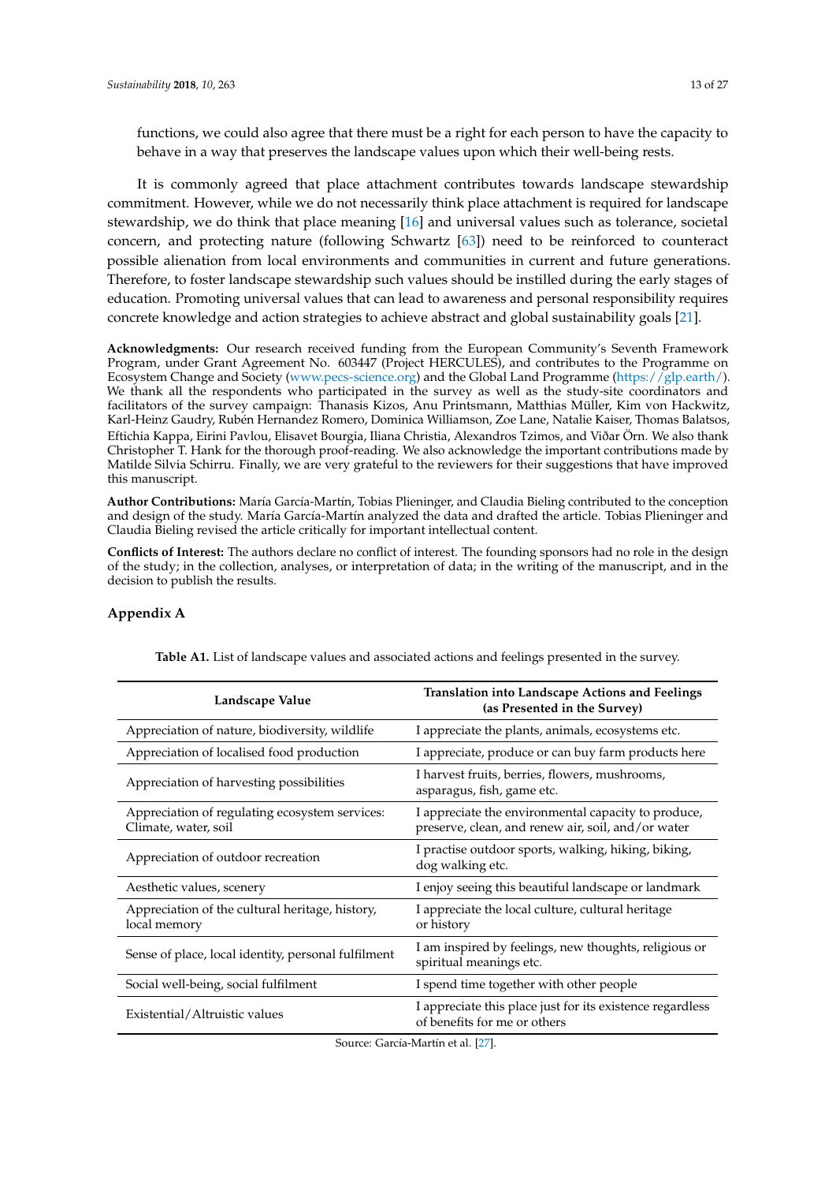functions, we could also agree that there must be a right for each person to have the capacity to behave in a way that preserves the landscape values upon which their well-being rests.

It is commonly agreed that place attachment contributes towards landscape stewardship commitment. However, while we do not necessarily think place attachment is required for landscape stewardship, we do think that place meaning [16] and universal values such as tolerance, societal concern, and protecting nature (following Schwartz [63]) need to be reinforced to counteract possible alienation from local environments and communities in current and future generations. Therefore, to foster landscape stewardship such values should be instilled during the early stages of education. Promoting universal values that can lead to awareness and personal responsibility requires concrete knowledge and action strategies to achieve abstract and global sustainability goals [21].

**Acknowledgments:** Our research received funding from the European Community's Seventh Framework Program, under Grant Agreement No. 603447 (Project HERCULES), and contributes to the Programme on Ecosystem Change and Society (www.pecs-science.org) and the Global Land Programme (https://glp.earth/). We thank all the respondents who participated in the survey as well as the study-site coordinators and facilitators of the survey campaign: Thanasis Kizos, Anu Printsmann, Matthias Müller, Kim von Hackwitz, Karl-Heinz Gaudry, Rubén Hernandez Romero, Dominica Williamson, Zoe Lane, Natalie Kaiser, Thomas Balatsos, Eftichia Kappa, Eirini Pavlou, Elisavet Bourgia, Iliana Christia, Alexandros Tzimos, and Viðar Örn. We also thank Christopher T. Hank for the thorough proof-reading. We also acknowledge the important contributions made by Matilde Silvia Schirru. Finally, we are very grateful to the reviewers for their suggestions that have improved this manuscript.

**Author Contributions:** María García-Martín, Tobias Plieninger, and Claudia Bieling contributed to the conception and design of the study. María García-Martín analyzed the data and drafted the article. Tobias Plieninger and Claudia Bieling revised the article critically for important intellectual content.

**Conflicts of Interest:** The authors declare no conflict of interest. The founding sponsors had no role in the design of the study; in the collection, analyses, or interpretation of data; in the writing of the manuscript, and in the decision to publish the results.

## Appendix A

**Table A1.** List of landscape values and associated actions and feelings presented in the survey.

| Landscape Value | Translation into Landscape Actions and Feelings (as Presented in the Survey) |
|---|---|
| Appreciation of nature, biodiversity, wildlife | I appreciate the plants, animals, ecosystems etc. |
| Appreciation of localised food production | I appreciate, produce or can buy farm products here |
| Appreciation of harvesting possibilities | I harvest fruits, berries, flowers, mushrooms, asparagus, fish, game etc. |
| Appreciation of regulating ecosystem services: Climate, water, soil | I appreciate the environmental capacity to produce, preserve, clean, and renew air, soil, and/or water |
| Appreciation of outdoor recreation | I practise outdoor sports, walking, hiking, biking, dog walking etc. |
| Aesthetic values, scenery | I enjoy seeing this beautiful landscape or landmark |
| Appreciation of the cultural heritage, history, local memory | I appreciate the local culture, cultural heritage or history |
| Sense of place, local identity, personal fulfilment | I am inspired by feelings, new thoughts, religious or spiritual meanings etc. |
| Social well-being, social fulfilment | I spend time together with other people |
| Existential/Altruistic values | I appreciate this place just for its existence regardless of benefits for me or others |

Source: García-Martín et al. [27].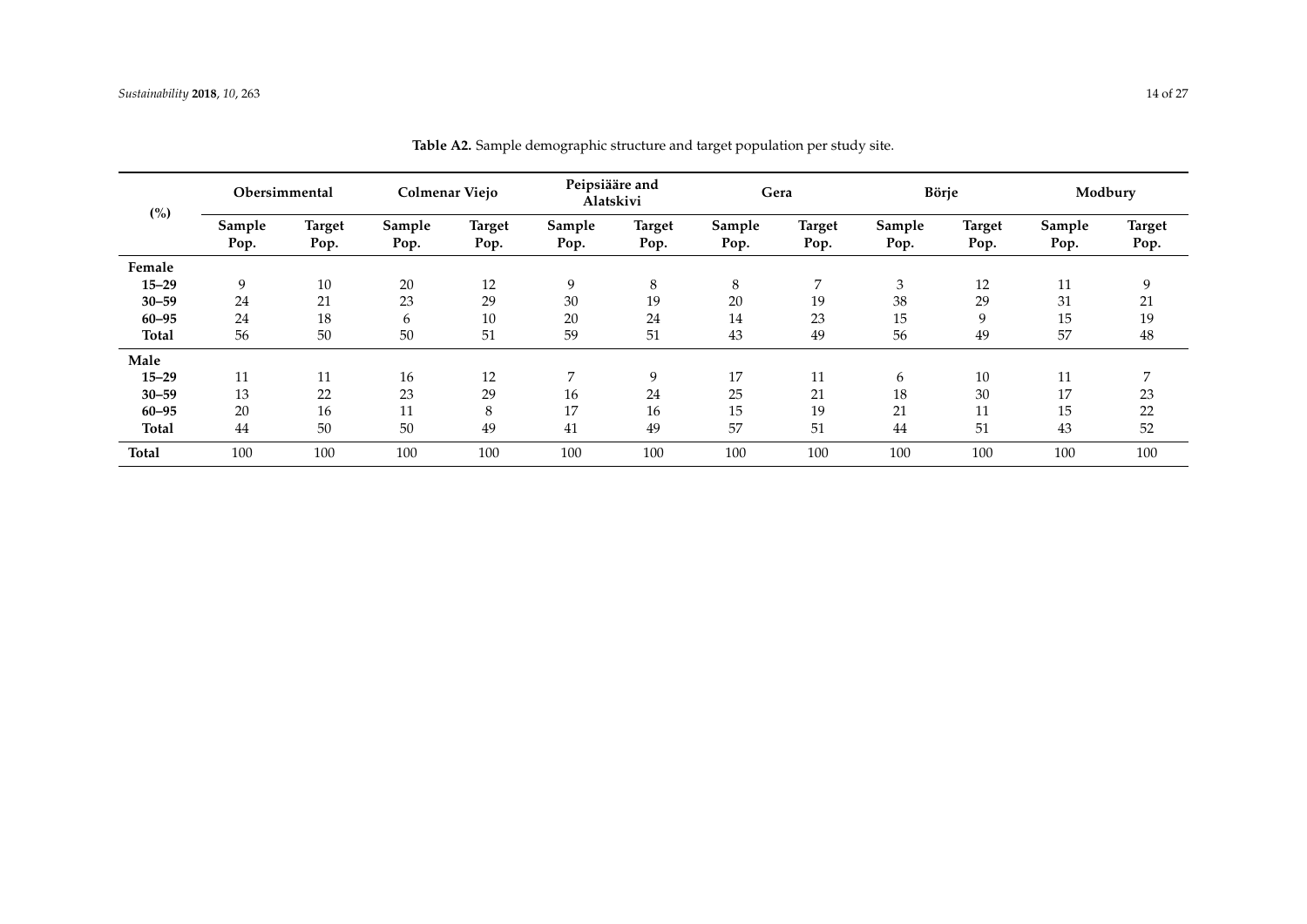**Table A2.** Sample demographic structure and target population per study site.

| (%) | Obersimmental | | Colmenar Viejo | | Peipsiääre and Alatskivi | | Gera | | Börje | | Modbury | |
|---|---|---|---|---|---|---|---|---|---|---|---|---|
| | Sample Pop. | Target Pop. | Sample Pop. | Target Pop. | Sample Pop. | Target Pop. | Sample Pop. | Target Pop. | Sample Pop. | Target Pop. | Sample Pop. | Target Pop. |
| **Female** | | | | | | | | | | | | |
| **15–29** | 9 | 10 | 20 | 12 | 9 | 8 | 8 | 7 | 3 | 12 | 11 | 9 |
| **30–59** | 24 | 21 | 23 | 29 | 30 | 19 | 20 | 19 | 38 | 29 | 31 | 21 |
| **60–95** | 24 | 18 | 6 | 10 | 20 | 24 | 14 | 23 | 15 | 9 | 15 | 19 |
| **Total** | 56 | 50 | 50 | 51 | 59 | 51 | 43 | 49 | 56 | 49 | 57 | 48 |
| **Male** | | | | | | | | | | | | |
| **15–29** | 11 | 11 | 16 | 12 | 7 | 9 | 17 | 11 | 6 | 10 | 11 | 7 |
| **30–59** | 13 | 22 | 23 | 29 | 16 | 24 | 25 | 21 | 18 | 30 | 17 | 23 |
| **60–95** | 20 | 16 | 11 | 8 | 17 | 16 | 15 | 19 | 21 | 11 | 15 | 22 |
| **Total** | 44 | 50 | 50 | 49 | 41 | 49 | 57 | 51 | 44 | 51 | 43 | 52 |
| **Total** | 100 | 100 | 100 | 100 | 100 | 100 | 100 | 100 | 100 | 100 | 100 | 100 |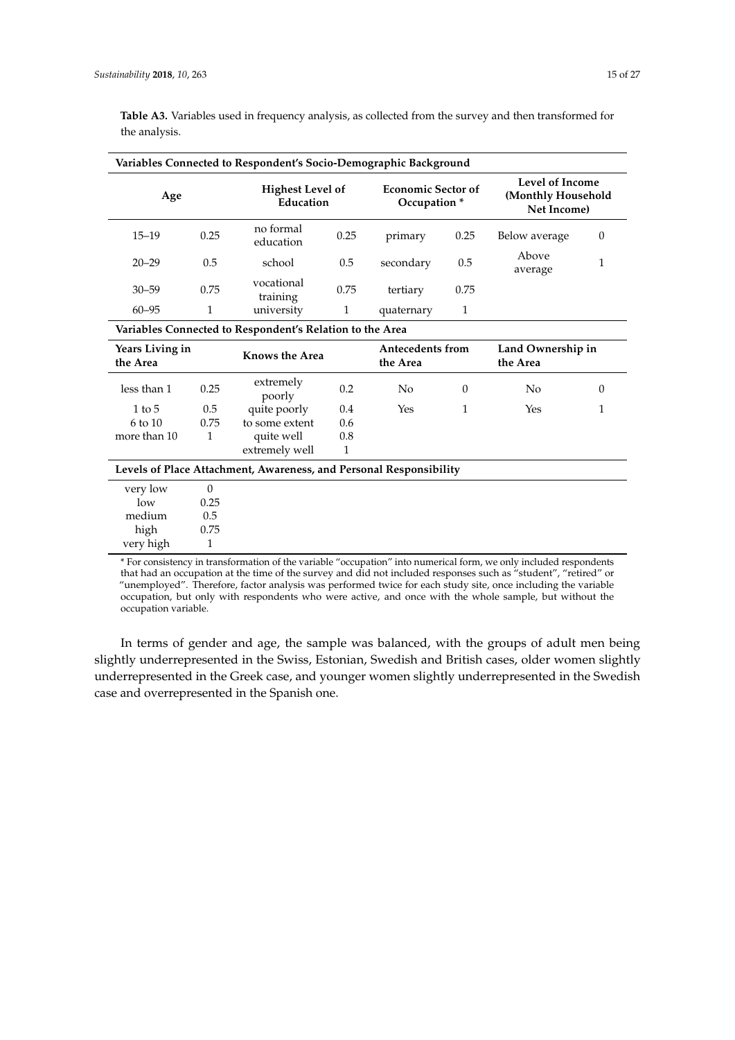**Table A3.** Variables used in frequency analysis, as collected from the survey and then transformed for the analysis.

| Variables Connected to Respondent's Socio-Demographic Background | | | | | | | |
|---|---|---|---|---|---|---|---|
| **Age** | | **Highest Level of Education** | | **Economic Sector of Occupation** * | | **Level of Income (Monthly Household Net Income)** | |
| 15–19 | 0.25 | no formal education | 0.25 | primary | 0.25 | Below average | 0 |
| 20–29 | 0.5 | school | 0.5 | secondary | 0.5 | Above average | 1 |
| 30–59 | 0.75 | vocational training | 0.75 | tertiary | 0.75 | | |
| 60–95 | 1 | university | 1 | quaternary | 1 | | |
| **Variables Connected to Respondent's Relation to the Area** | | | | | | | |
| **Years Living in the Area** | | **Knows the Area** | | **Antecedents from the Area** | | **Land Ownership in the Area** | |
| less than 1 | 0.25 | extremely poorly | 0.2 | No | 0 | No | 0 |
| 1 to 5 | 0.5 | quite poorly | 0.4 | Yes | 1 | Yes | 1 |
| 6 to 10 | 0.75 | to some extent | 0.6 | | | | |
| more than 10 | 1 | quite well | 0.8 | | | | |
| | | extremely well | 1 | | | | |
| **Levels of Place Attachment, Awareness, and Personal Responsibility** | | | | | | | |
| very low | 0 | | | | | | |
| low | 0.25 | | | | | | |
| medium | 0.5 | | | | | | |
| high | 0.75 | | | | | | |
| very high | 1 | | | | | | |

* For consistency in transformation of the variable "occupation" into numerical form, we only included respondents that had an occupation at the time of the survey and did not included responses such as "student", "retired" or "unemployed". Therefore, factor analysis was performed twice for each study site, once including the variable occupation, but only with respondents who were active, and once with the whole sample, but without the occupation variable.

In terms of gender and age, the sample was balanced, with the groups of adult men being slightly underrepresented in the Swiss, Estonian, Swedish and British cases, older women slightly underrepresented in the Greek case, and younger women slightly underrepresented in the Swedish case and overrepresented in the Spanish one.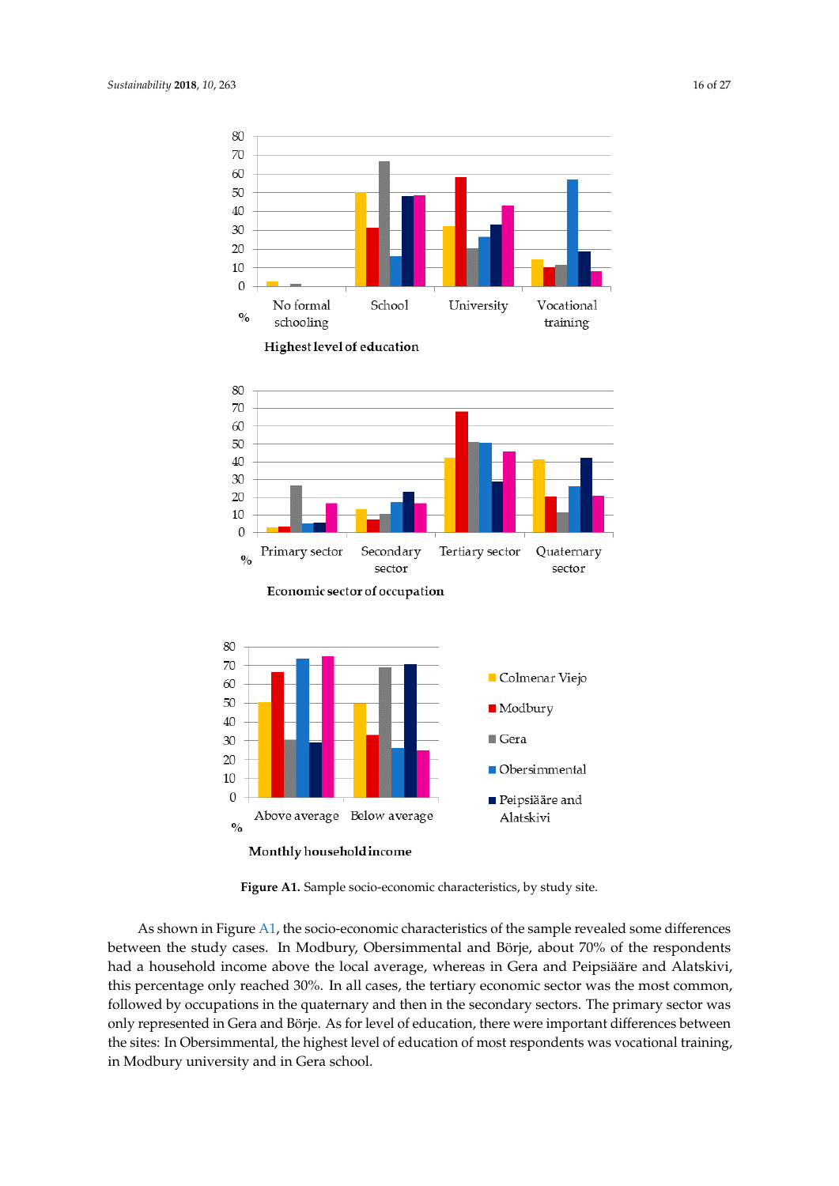Figure A1. Sample socio-economic characteristics, by study site.

As shown in Figure A1, the socio-economic characteristics of the sample revealed some differences between the study cases. In Modbury, Obersimmental and Börje, about 70% of the respondents had a household income above the local average, whereas in Gera and Peipsiääre and Alatskivi, this percentage only reached 30%. In all cases, the tertiary economic sector was the most common, followed by occupations in the quaternary and then in the secondary sectors. The primary sector was only represented in Gera and Börje. As for level of education, there were important differences between the sites: In Obersimmental, the highest level of education of most respondents was vocational training, in Modbury university and in Gera school.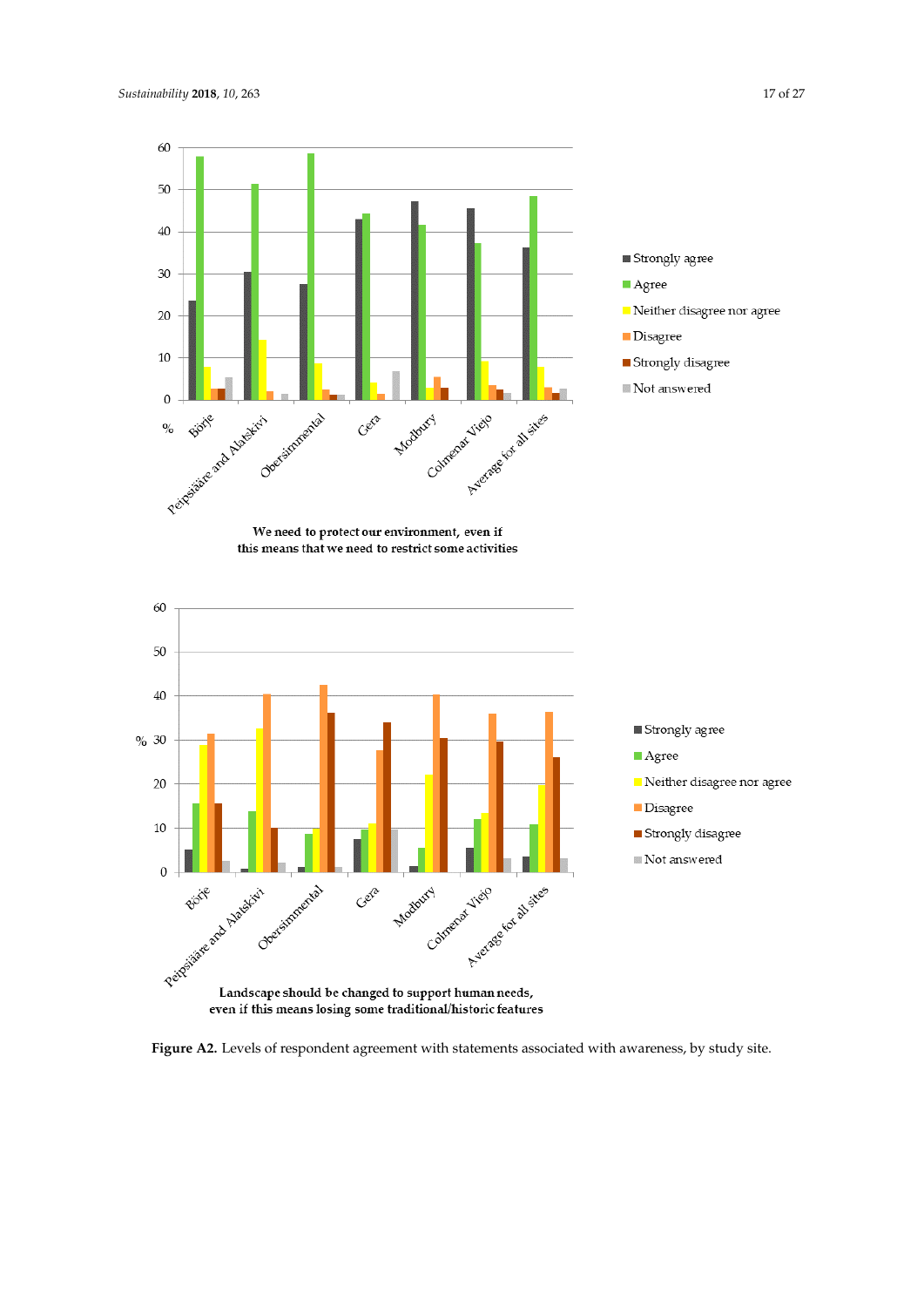We need to protect our environment, even if this means that we need to restrict some activities

Landscape should be changed to support human needs, even if this means losing some traditional/historic features

**Figure A2.** Levels of respondent agreement with statements associated with awareness, by study site.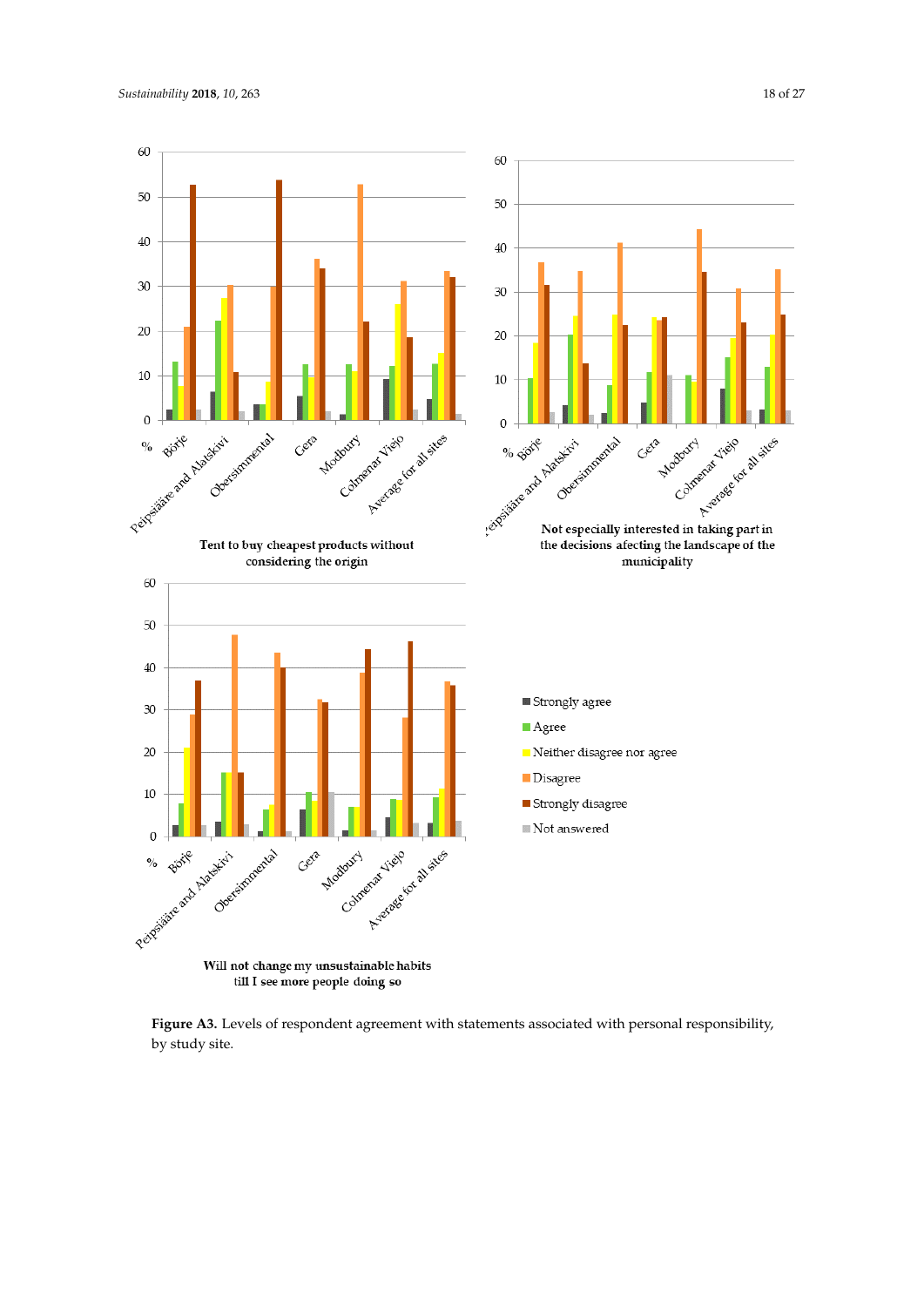**Figure A3.** Levels of respondent agreement with statements associated with personal responsibility, by study site.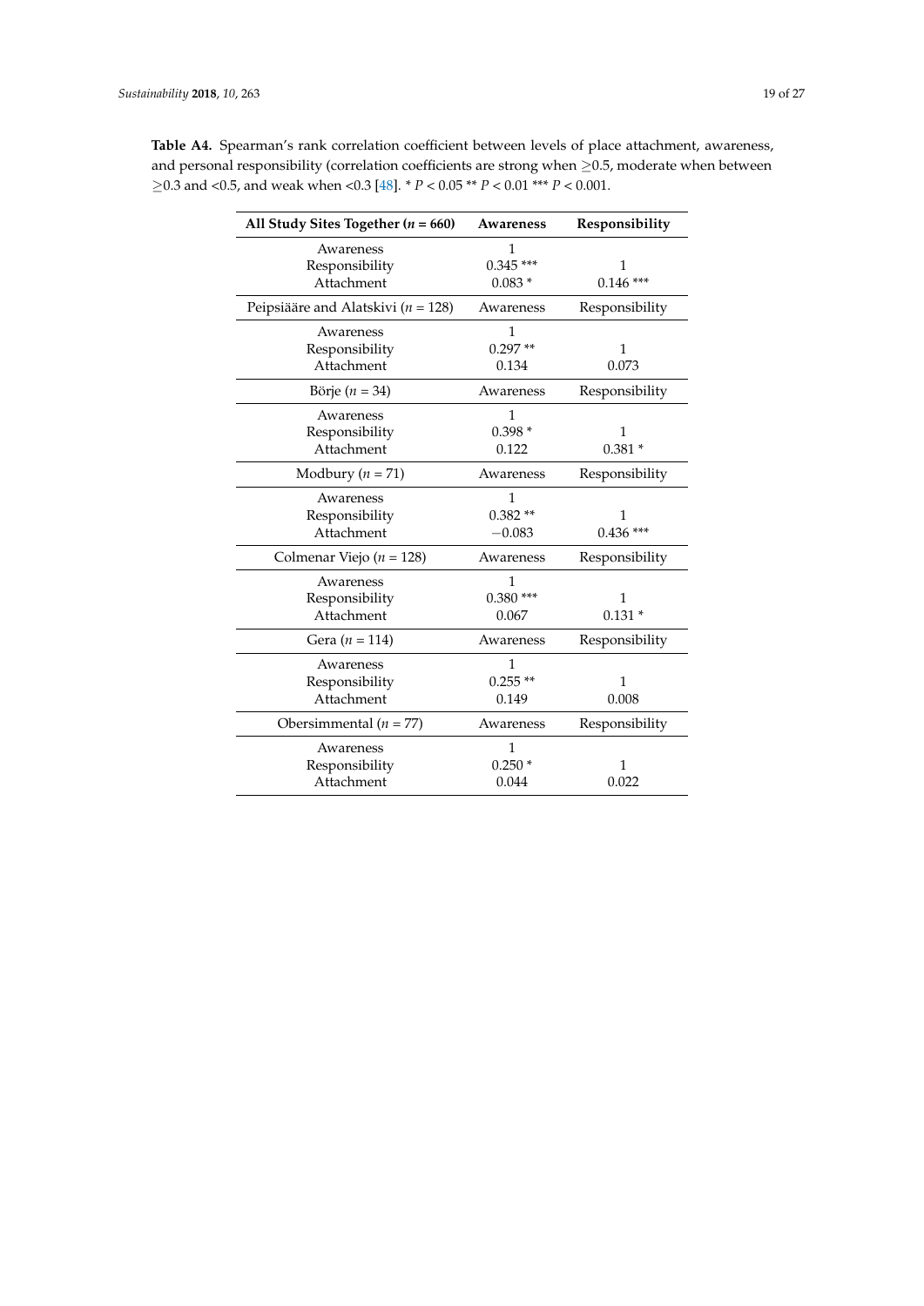**Table A4.** Spearman's rank correlation coefficient between levels of place attachment, awareness, and personal responsibility (correlation coefficients are strong when ≥0.5, moderate when between ≥0.3 and <0.5, and weak when <0.3 [48]. * $P < 0.05$ ** $P < 0.01$ *** $P < 0.001$.

| **All Study Sites Together ($n$ = 660)** | **Awareness** | **Responsibility** |
|---|---|---|
| Awareness | 1 | |
| Responsibility | 0.345 *** | 1 |
| Attachment | 0.083 * | 0.146 *** |
| Peipsiääre and Alatskivi ($n$ = 128) | Awareness | Responsibility |
| Awareness | 1 | |
| Responsibility | 0.297 ** | 1 |
| Attachment | 0.134 | 0.073 |
| Börje ($n$ = 34) | Awareness | Responsibility |
| Awareness | 1 | |
| Responsibility | 0.398 * | 1 |
| Attachment | 0.122 | 0.381 * |
| Modbury ($n$ = 71) | Awareness | Responsibility |
| Awareness | 1 | |
| Responsibility | 0.382 ** | 1 |
| Attachment | −0.083 | 0.436 *** |
| Colmenar Viejo ($n$ = 128) | Awareness | Responsibility |
| Awareness | 1 | |
| Responsibility | 0.380 *** | 1 |
| Attachment | 0.067 | 0.131 * |
| Gera ($n$ = 114) | Awareness | Responsibility |
| Awareness | 1 | |
| Responsibility | 0.255 ** | 1 |
| Attachment | 0.149 | 0.008 |
| Obersimmental ($n$ = 77) | Awareness | Responsibility |
| Awareness | 1 | |
| Responsibility | 0.250 * | 1 |
| Attachment | 0.044 | 0.022 |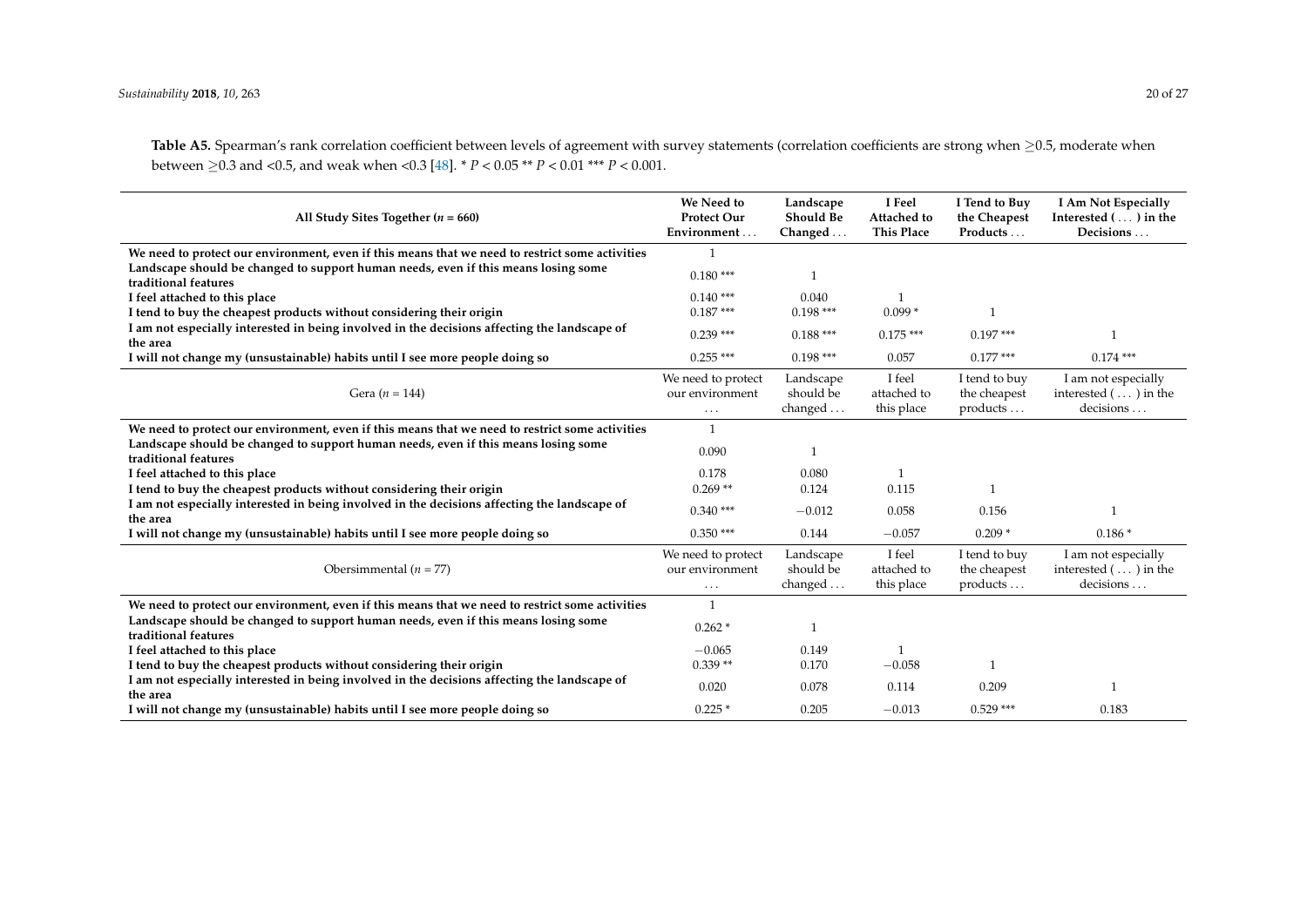**Table A5.** Spearman's rank correlation coefficient between levels of agreement with survey statements (correlation coefficients are strong when ≥0.5, moderate when between ≥0.3 and <0.5, and weak when <0.3 [48]. * $P < 0.05$ ** $P < 0.01$ *** $P < 0.001$.

| All Study Sites Together ($n$ = 660) | We Need to Protect Our Environment … | Landscape Should Be Changed … | I Feel Attached to This Place | I Tend to Buy the Cheapest Products … | I Am Not Especially Interested (…) in the Decisions … |
|---|---|---|---|---|---|
| **We need to protect our environment, even if this means that we need to restrict some activities** | 1 | | | | |
| **Landscape should be changed to support human needs, even if this means losing some traditional features** | 0.180 *** | 1 | | | |
| **I feel attached to this place** | 0.140 *** | 0.040 | 1 | | |
| **I tend to buy the cheapest products without considering their origin** | 0.187 *** | 0.198 *** | 0.099 * | 1 | |
| **I am not especially interested in being involved in the decisions affecting the landscape of the area** | 0.239 *** | 0.188 *** | 0.175 *** | 0.197 *** | 1 |
| **I will not change my (unsustainable) habits until I see more people doing so** | 0.255 *** | 0.198 *** | 0.057 | 0.177 *** | 0.174 *** |
| Gera ($n$ = 144) | We need to protect our environment … | Landscape should be changed … | I feel attached to this place | I tend to buy the cheapest products … | I am not especially interested (…) in the decisions … |
| **We need to protect our environment, even if this means that we need to restrict some activities** | 1 | | | | |
| **Landscape should be changed to support human needs, even if this means losing some traditional features** | 0.090 | 1 | | | |
| **I feel attached to this place** | 0.178 | 0.080 | 1 | | |
| **I tend to buy the cheapest products without considering their origin** | 0.269 ** | 0.124 | 0.115 | 1 | |
| **I am not especially interested in being involved in the decisions affecting the landscape of the area** | 0.340 *** | −0.012 | 0.058 | 0.156 | 1 |
| **I will not change my (unsustainable) habits until I see more people doing so** | 0.350 *** | 0.144 | −0.057 | 0.209 * | 0.186 * |
| Obersimmental ($n$ = 77) | We need to protect our environment … | Landscape should be changed … | I feel attached to this place | I tend to buy the cheapest products … | I am not especially interested (…) in the decisions … |
| **We need to protect our environment, even if this means that we need to restrict some activities** | 1 | | | | |
| **Landscape should be changed to support human needs, even if this means losing some traditional features** | 0.262 * | 1 | | | |
| **I feel attached to this place** | −0.065 | 0.149 | 1 | | |
| **I tend to buy the cheapest products without considering their origin** | 0.339 ** | 0.170 | −0.058 | 1 | |
| **I am not especially interested in being involved in the decisions affecting the landscape of the area** | 0.020 | 0.078 | 0.114 | 0.209 | 1 |
| **I will not change my (unsustainable) habits until I see more people doing so** | 0.225 * | 0.205 | −0.013 | 0.529 *** | 0.183 |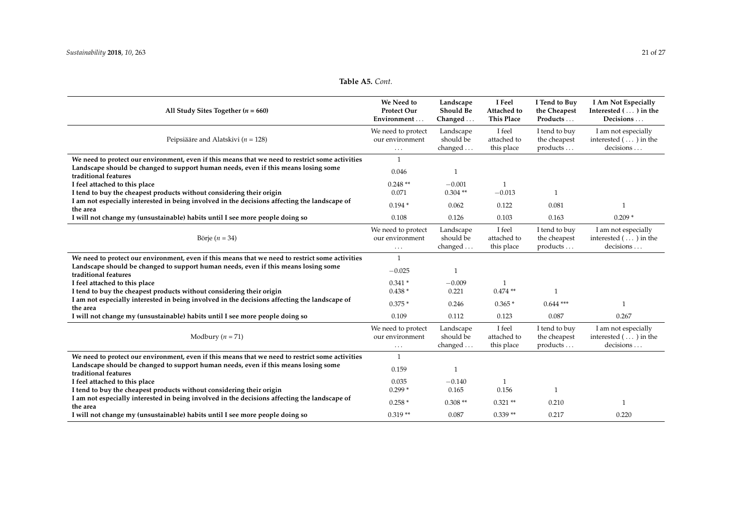**Table A5.** *Cont.*

| All Study Sites Together ($n$ = 660) | We Need to Protect Our Environment . . . | Landscape Should Be Changed . . . | I Feel Attached to This Place | I Tend to Buy the Cheapest Products . . . | I Am Not Especially Interested ( . . . ) in the Decisions . . . |
|---|---|---|---|---|---|
| Peipsiääre and Alatskivi ($n$ = 128) | We need to protect our environment . . . | Landscape should be changed . . . | I feel attached to this place | I tend to buy the cheapest products . . . | I am not especially interested ( . . . ) in the decisions . . . |
| **We need to protect our environment, even if this means that we need to restrict some activities** | 1 | | | | |
| **Landscape should be changed to support human needs, even if this means losing some traditional features** | 0.046 | 1 | | | |
| **I feel attached to this place** | 0.248 ** | −0.001 | 1 | | |
| **I tend to buy the cheapest products without considering their origin** | 0.071 | 0.304 ** | −0.013 | 1 | |
| **I am not especially interested in being involved in the decisions affecting the landscape of the area** | 0.194 * | 0.062 | 0.122 | 0.081 | 1 |
| **I will not change my (unsustainable) habits until I see more people doing so** | 0.108 | 0.126 | 0.103 | 0.163 | 0.209 * |
| Börje ($n$ = 34) | We need to protect our environment . . . | Landscape should be changed . . . | I feel attached to this place | I tend to buy the cheapest products . . . | I am not especially interested ( . . . ) in the decisions . . . |
| **We need to protect our environment, even if this means that we need to restrict some activities** | 1 | | | | |
| **Landscape should be changed to support human needs, even if this means losing some traditional features** | −0.025 | 1 | | | |
| **I feel attached to this place** | 0.341 * | −0.009 | 1 | | |
| **I tend to buy the cheapest products without considering their origin** | 0.438 * | 0.221 | 0.474 ** | 1 | |
| **I am not especially interested in being involved in the decisions affecting the landscape of the area** | 0.375 * | 0.246 | 0.365 * | 0.644 *** | 1 |
| **I will not change my (unsustainable) habits until I see more people doing so** | 0.109 | 0.112 | 0.123 | 0.087 | 0.267 |
| Modbury ($n$ = 71) | We need to protect our environment . . . | Landscape should be changed . . . | I feel attached to this place | I tend to buy the cheapest products . . . | I am not especially interested ( . . . ) in the decisions . . . |
| **We need to protect our environment, even if this means that we need to restrict some activities** | 1 | | | | |
| **Landscape should be changed to support human needs, even if this means losing some traditional features** | 0.159 | 1 | | | |
| **I feel attached to this place** | 0.035 | −0.140 | 1 | | |
| **I tend to buy the cheapest products without considering their origin** | 0.299 * | 0.165 | 0.156 | 1 | |
| **I am not especially interested in being involved in the decisions affecting the landscape of the area** | 0.258 * | 0.308 ** | 0.321 ** | 0.210 | 1 |
| **I will not change my (unsustainable) habits until I see more people doing so** | 0.319 ** | 0.087 | 0.339 ** | 0.217 | 0.220 |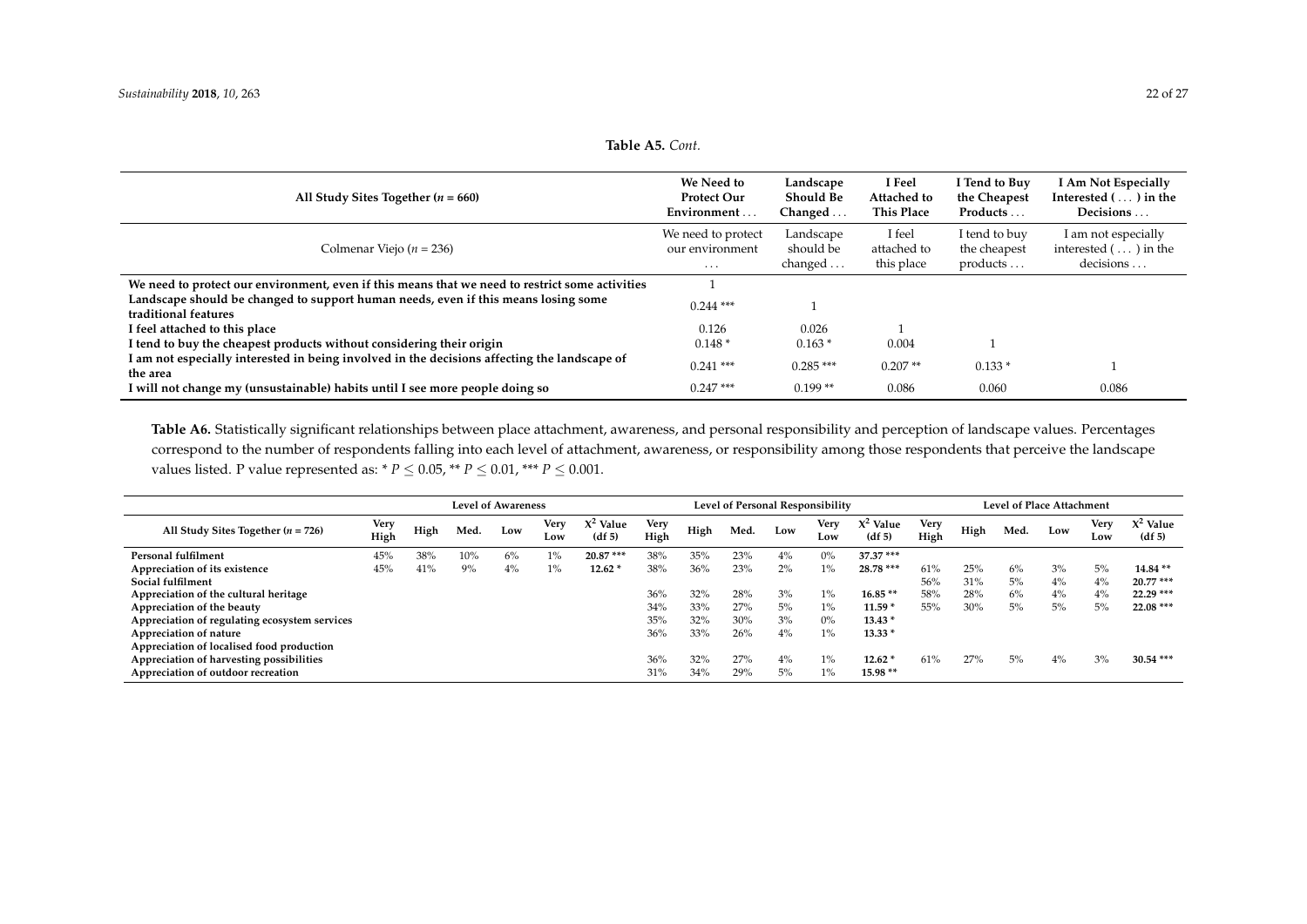**Table A5.** *Cont.*

| All Study Sites Together ($n$ = 660) | We Need to Protect Our Environment … | Landscape Should Be Changed … | I Feel Attached to This Place | I Tend to Buy the Cheapest Products … | I Am Not Especially Interested (…) in the Decisions … |
|---|---|---|---|---|---|
| Colmenar Viejo ($n$ = 236) | We need to protect our environment … | Landscape should be changed … | I feel attached to this place | I tend to buy the cheapest products … | I am not especially interested (…) in the decisions … |
| **We need to protect our environment, even if this means that we need to restrict some activities** | 1 | | | | |
| **Landscape should be changed to support human needs, even if this means losing some traditional features** | 0.244 *** | 1 | | | |
| **I feel attached to this place** | 0.126 | 0.026 | 1 | | |
| **I tend to buy the cheapest products without considering their origin** | 0.148 * | 0.163 * | 0.004 | 1 | |
| **I am not especially interested in being involved in the decisions affecting the landscape of the area** | 0.241 *** | 0.285 *** | 0.207 ** | 0.133 * | 1 |
| **I will not change my (unsustainable) habits until I see more people doing so** | 0.247 *** | 0.199 ** | 0.086 | 0.060 | 0.086 |

**Table A6.** Statistically significant relationships between place attachment, awareness, and personal responsibility and perception of landscape values. Percentages correspond to the number of respondents falling into each level of attachment, awareness, or responsibility among those respondents that perceive the landscape values listed. P value represented as: * $P \leq 0.05$, ** $P \leq 0.01$, *** $P \leq 0.001$.

| | Level of Awareness | | | | | | Level of Personal Responsibility | | | | | | Level of Place Attachment | | | | | |
|---|---|---|---|---|---|---|---|---|---|---|---|---|---|---|---|---|---|---|
| **All Study Sites Together ($n$ = 726)** | **Very High** | **High** | **Med.** | **Low** | **Very Low** | **$X^2$ Value (df 5)** | **Very High** | **High** | **Med.** | **Low** | **Very Low** | **$X^2$ Value (df 5)** | **Very High** | **High** | **Med.** | **Low** | **Very Low** | **$X^2$ Value (df 5)** |
| **Personal fulfilment** | 45% | 38% | 10% | 6% | 1% | **20.87 *** ** | 38% | 35% | 23% | 4% | 0% | **37.37 *** ** | | | | | | |
| **Appreciation of its existence** | 45% | 41% | 9% | 4% | 1% | **12.62 *** | 38% | 36% | 23% | 2% | 1% | **28.78 *** ** | 61% | 25% | 6% | 3% | 5% | **14.84 **** |
| **Social fulfilment** | | | | | | | | | | | | | 56% | 31% | 5% | 4% | 4% | **20.77 *** ** |
| **Appreciation of the cultural heritage** | | | | | | | 36% | 32% | 28% | 3% | 1% | **16.85 **** | 58% | 28% | 6% | 4% | 4% | **22.29 *** ** |
| **Appreciation of the beauty** | | | | | | | 34% | 33% | 27% | 5% | 1% | **11.59 *** | 55% | 30% | 5% | 5% | 5% | **22.08 *** ** |
| **Appreciation of regulating ecosystem services** | | | | | | | 35% | 32% | 30% | 3% | 0% | **13.43 *** | | | | | | |
| **Appreciation of nature** | | | | | | | 36% | 33% | 26% | 4% | 1% | **13.33 *** | | | | | | |
| **Appreciation of localised food production** | | | | | | | | | | | | | | | | | | |
| **Appreciation of harvesting possibilities** | | | | | | | 36% | 32% | 27% | 4% | 1% | **12.62 *** | 61% | 27% | 5% | 4% | 3% | **30.54 *** ** |
| **Appreciation of outdoor recreation** | | | | | | | 31% | 34% | 29% | 5% | 1% | **15.98 **** | | | | | | |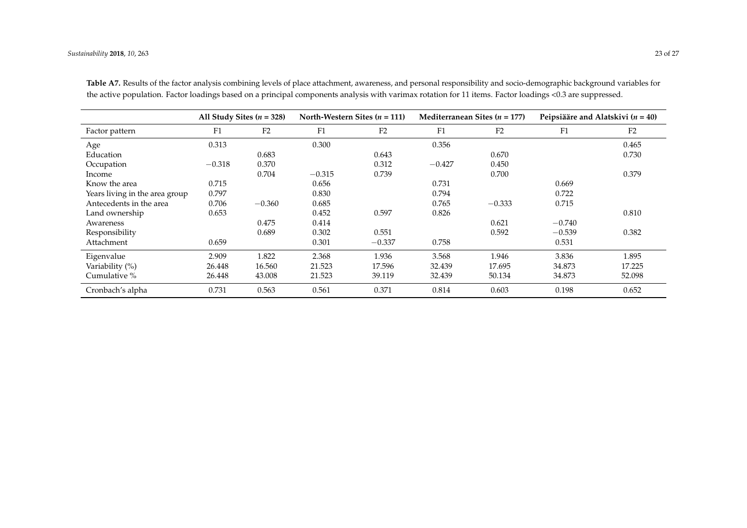**Table A7.** Results of the factor analysis combining levels of place attachment, awareness, and personal responsibility and socio-demographic background variables for the active population. Factor loadings based on a principal components analysis with varimax rotation for 11 items. Factor loadings <0.3 are suppressed.

| | All Study Sites ($n$ = 328) | | North-Western Sites ($n$ = 111) | | Mediterranean Sites ($n$ = 177) | | Peipsiääre and Alatskivi ($n$ = 40) | |
|---|---|---|---|---|---|---|---|---|
| Factor pattern | F1 | F2 | F1 | F2 | F1 | F2 | F1 | F2 |
| Age | 0.313 | | 0.300 | | 0.356 | | | 0.465 |
| Education | | 0.683 | | 0.643 | | 0.670 | | 0.730 |
| Occupation | −0.318 | 0.370 | | 0.312 | −0.427 | 0.450 | | |
| Income | | 0.704 | −0.315 | 0.739 | | 0.700 | | 0.379 |
| Know the area | 0.715 | | 0.656 | | 0.731 | | 0.669 | |
| Years living in the area group | 0.797 | | 0.830 | | 0.794 | | 0.722 | |
| Antecedents in the area | 0.706 | −0.360 | 0.685 | | 0.765 | −0.333 | 0.715 | |
| Land ownership | 0.653 | | 0.452 | 0.597 | 0.826 | | | 0.810 |
| Awareness | | 0.475 | 0.414 | | | 0.621 | −0.740 | |
| Responsibility | | 0.689 | 0.302 | 0.551 | | 0.592 | −0.539 | 0.382 |
| Attachment | 0.659 | | 0.301 | −0.337 | 0.758 | | 0.531 | |
| Eigenvalue | 2.909 | 1.822 | 2.368 | 1.936 | 3.568 | 1.946 | 3.836 | 1.895 |
| Variability (%) | 26.448 | 16.560 | 21.523 | 17.596 | 32.439 | 17.695 | 34.873 | 17.225 |
| Cumulative % | 26.448 | 43.008 | 21.523 | 39.119 | 32.439 | 50.134 | 34.873 | 52.098 |
| Cronbach's alpha | 0.731 | 0.563 | 0.561 | 0.371 | 0.814 | 0.603 | 0.198 | 0.652 |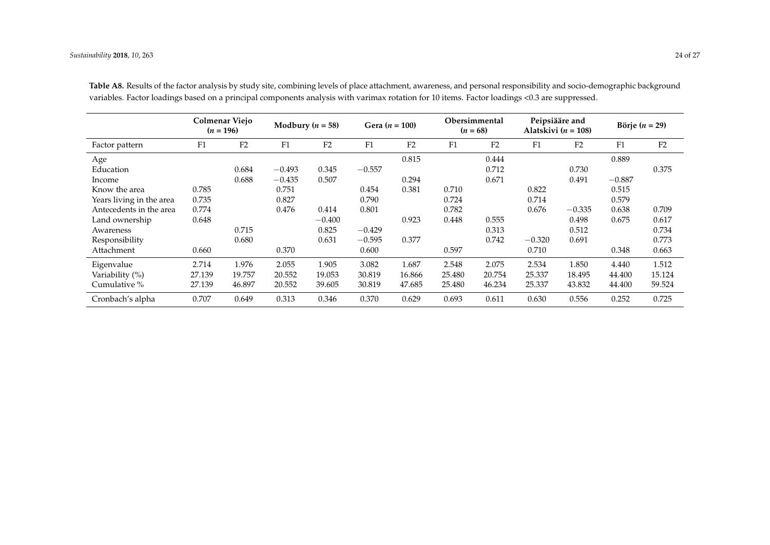**Table A8.** Results of the factor analysis by study site, combining levels of place attachment, awareness, and personal responsibility and socio-demographic background variables. Factor loadings based on a principal components analysis with varimax rotation for 10 items. Factor loadings <0.3 are suppressed.

| | Colmenar Viejo ($n$ = 196) | | Modbury ($n$ = 58) | | Gera ($n$ = 100) | | Obersimmental ($n$ = 68) | | Peipsiääre and Alatskivi ($n$ = 108) | | Börje ($n$ = 29) | |
|---|---|---|---|---|---|---|---|---|---|---|---|---|
| Factor pattern | F1 | F2 | F1 | F2 | F1 | F2 | F1 | F2 | F1 | F2 | F1 | F2 |
| Age | | | | | | 0.815 | | 0.444 | | | 0.889 | |
| Education | | 0.684 | −0.493 | 0.345 | −0.557 | | | 0.712 | | 0.730 | | 0.375 |
| Income | | 0.688 | −0.435 | 0.507 | | 0.294 | | 0.671 | | 0.491 | −0.887 | |
| Know the area | 0.785 | | 0.751 | | 0.454 | 0.381 | 0.710 | | 0.822 | | 0.515 | |
| Years living in the area | 0.735 | | 0.827 | | 0.790 | | 0.724 | | 0.714 | | 0.579 | |
| Antecedents in the area | 0.774 | | 0.476 | 0.414 | 0.801 | | 0.782 | | 0.676 | −0.335 | 0.638 | 0.709 |
| Land ownership | 0.648 | | | −0.400 | | 0.923 | 0.448 | 0.555 | | 0.498 | 0.675 | 0.617 |
| Awareness | | 0.715 | | 0.825 | −0.429 | | | 0.313 | | 0.512 | | 0.734 |
| Responsibility | | 0.680 | | 0.631 | −0.595 | 0.377 | | 0.742 | −0.320 | 0.691 | | 0.773 |
| Attachment | 0.660 | | 0.370 | | 0.600 | | 0.597 | | 0.710 | | 0.348 | 0.663 |
| Eigenvalue | 2.714 | 1.976 | 2.055 | 1.905 | 3.082 | 1.687 | 2.548 | 2.075 | 2.534 | 1.850 | 4.440 | 1.512 |
| Variability (%) | 27.139 | 19.757 | 20.552 | 19.053 | 30.819 | 16.866 | 25.480 | 20.754 | 25.337 | 18.495 | 44.400 | 15.124 |
| Cumulative % | 27.139 | 46.897 | 20.552 | 39.605 | 30.819 | 47.685 | 25.480 | 46.234 | 25.337 | 43.832 | 44.400 | 59.524 |
| Cronbach's alpha | 0.707 | 0.649 | 0.313 | 0.346 | 0.370 | 0.629 | 0.693 | 0.611 | 0.630 | 0.556 | 0.252 | 0.725 |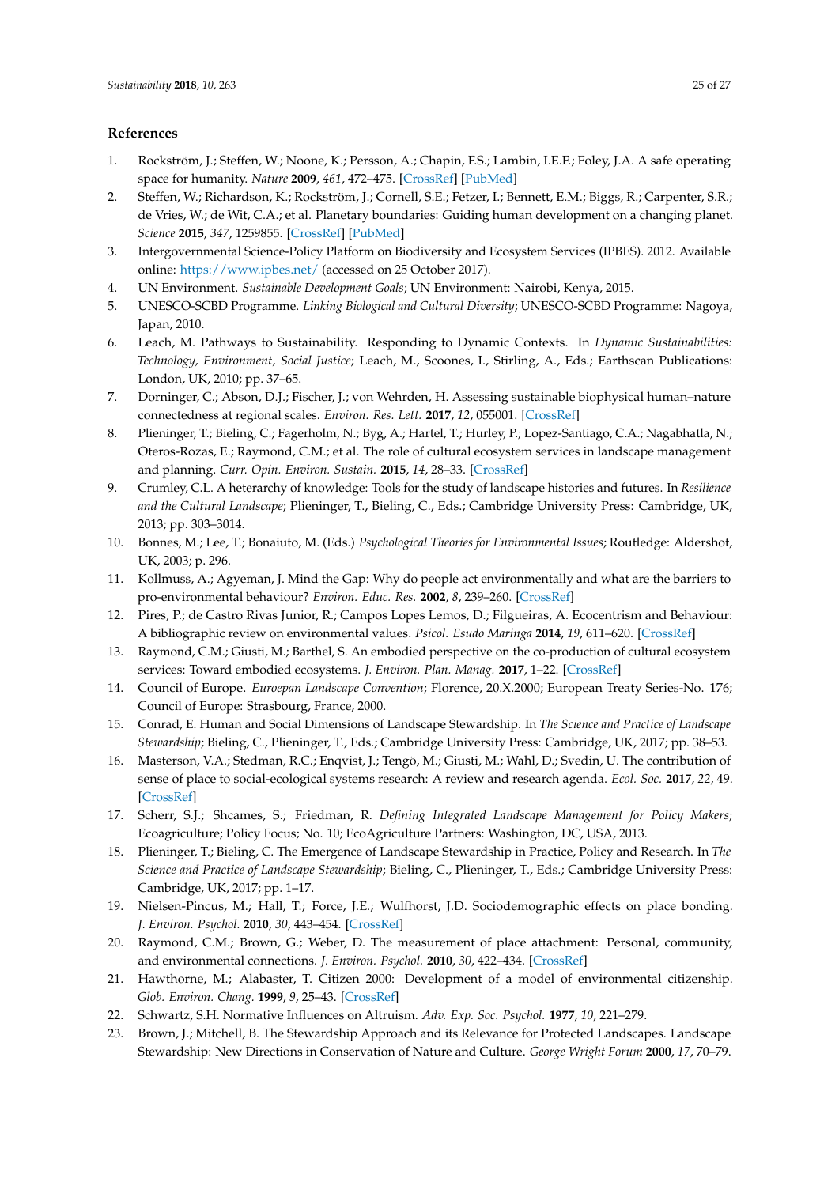## References

1. Rockström, J.; Steffen, W.; Noone, K.; Persson, A.; Chapin, F.S.; Lambin, I.E.F.; Foley, J.A. A safe operating space for humanity. *Nature* **2009**, *461*, 472–475. [CrossRef] [PubMed]
2. Steffen, W.; Richardson, K.; Rockström, J.; Cornell, S.E.; Fetzer, I.; Bennett, E.M.; Biggs, R.; Carpenter, S.R.; de Vries, W.; de Wit, C.A.; et al. Planetary boundaries: Guiding human development on a changing planet. *Science* **2015**, *347*, 1259855. [CrossRef] [PubMed]
3. Intergovernmental Science-Policy Platform on Biodiversity and Ecosystem Services (IPBES). 2012. Available online: https://www.ipbes.net/ (accessed on 25 October 2017).
4. UN Environment. *Sustainable Development Goals*; UN Environment: Nairobi, Kenya, 2015.
5. UNESCO-SCBD Programme. *Linking Biological and Cultural Diversity*; UNESCO-SCBD Programme: Nagoya, Japan, 2010.
6. Leach, M. Pathways to Sustainability. Responding to Dynamic Contexts. In *Dynamic Sustainabilities: Technology, Environment, Social Justice*; Leach, M., Scoones, I., Stirling, A., Eds.; Earthscan Publications: London, UK, 2010; pp. 37–65.
7. Dorninger, C.; Abson, D.J.; Fischer, J.; von Wehrden, H. Assessing sustainable biophysical human–nature connectedness at regional scales. *Environ. Res. Lett.* **2017**, *12*, 055001. [CrossRef]
8. Plieninger, T.; Bieling, C.; Fagerholm, N.; Byg, A.; Hartel, T.; Hurley, P.; Lopez-Santiago, C.A.; Nagabhatla, N.; Oteros-Rozas, E.; Raymond, C.M.; et al. The role of cultural ecosystem services in landscape management and planning. *Curr. Opin. Environ. Sustain.* **2015**, *14*, 28–33. [CrossRef]
9. Crumley, C.L. A heterarchy of knowledge: Tools for the study of landscape histories and futures. In *Resilience and the Cultural Landscape*; Plieninger, T., Bieling, C., Eds.; Cambridge University Press: Cambridge, UK, 2013; pp. 303–3014.
10. Bonnes, M.; Lee, T.; Bonaiuto, M. (Eds.) *Psychological Theories for Environmental Issues*; Routledge: Aldershot, UK, 2003; p. 296.
11. Kollmuss, A.; Agyeman, J. Mind the Gap: Why do people act environmentally and what are the barriers to pro-environmental behaviour? *Environ. Educ. Res.* **2002**, *8*, 239–260. [CrossRef]
12. Pires, P.; de Castro Rivas Junior, R.; Campos Lopes Lemos, D.; Filgueiras, A. Ecocentrism and Behaviour: A bibliographic review on environmental values. *Psicol. Esudo Maringa* **2014**, *19*, 611–620. [CrossRef]
13. Raymond, C.M.; Giusti, M.; Barthel, S. An embodied perspective on the co-production of cultural ecosystem services: Toward embodied ecosystems. *J. Environ. Plan. Manag.* **2017**, 1–22. [CrossRef]
14. Council of Europe. *Euroepan Landscape Convention*; Florence, 20.X.2000; European Treaty Series-No. 176; Council of Europe: Strasbourg, France, 2000.
15. Conrad, E. Human and Social Dimensions of Landscape Stewardship. In *The Science and Practice of Landscape Stewardship*; Bieling, C., Plieninger, T., Eds.; Cambridge University Press: Cambridge, UK, 2017; pp. 38–53.
16. Masterson, V.A.; Stedman, R.C.; Enqvist, J.; Tengö, M.; Giusti, M.; Wahl, D.; Svedin, U. The contribution of sense of place to social-ecological systems research: A review and research agenda. *Ecol. Soc.* **2017**, *22*, 49. [CrossRef]
17. Scherr, S.J.; Shcames, S.; Friedman, R. *Defining Integrated Landscape Management for Policy Makers*; Ecoagriculture; Policy Focus; No. 10; EcoAgriculture Partners: Washington, DC, USA, 2013.
18. Plieninger, T.; Bieling, C. The Emergence of Landscape Stewardship in Practice, Policy and Research. In *The Science and Practice of Landscape Stewardship*; Bieling, C., Plieninger, T., Eds.; Cambridge University Press: Cambridge, UK, 2017; pp. 1–17.
19. Nielsen-Pincus, M.; Hall, T.; Force, J.E.; Wulfhorst, J.D. Sociodemographic effects on place bonding. *J. Environ. Psychol.* **2010**, *30*, 443–454. [CrossRef]
20. Raymond, C.M.; Brown, G.; Weber, D. The measurement of place attachment: Personal, community, and environmental connections. *J. Environ. Psychol.* **2010**, *30*, 422–434. [CrossRef]
21. Hawthorne, M.; Alabaster, T. Citizen 2000: Development of a model of environmental citizenship. *Glob. Environ. Chang.* **1999**, *9*, 25–43. [CrossRef]
22. Schwartz, S.H. Normative Influences on Altruism. *Adv. Exp. Soc. Psychol.* **1977**, *10*, 221–279.
23. Brown, J.; Mitchell, B. The Stewardship Approach and its Relevance for Protected Landscapes. Landscape Stewardship: New Directions in Conservation of Nature and Culture. *George Wright Forum* **2000**, *17*, 70–79.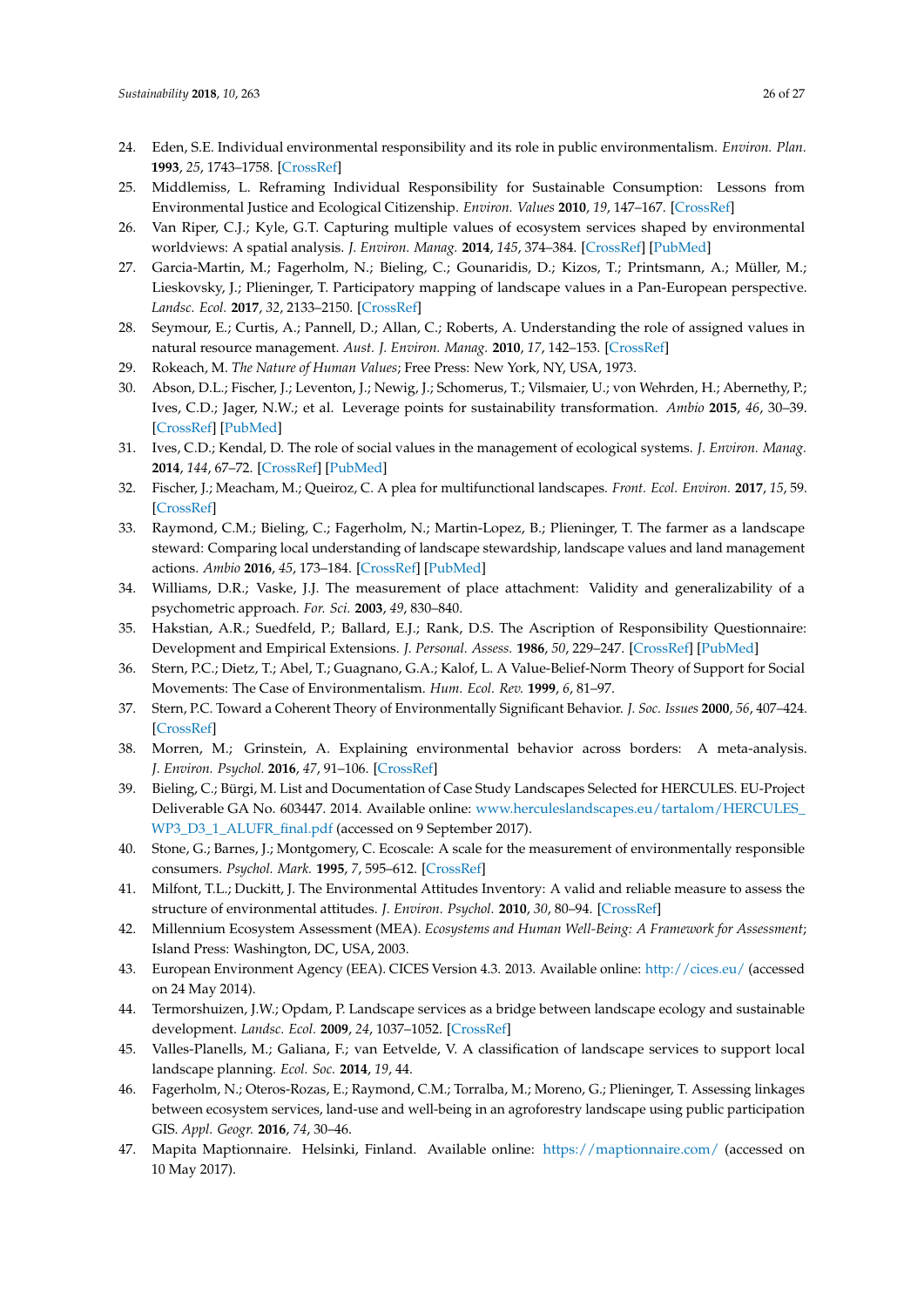24. Eden, S.E. Individual environmental responsibility and its role in public environmentalism. *Environ. Plan.* **1993**, *25*, 1743–1758. [CrossRef]
25. Middlemiss, L. Reframing Individual Responsibility for Sustainable Consumption: Lessons from Environmental Justice and Ecological Citizenship. *Environ. Values* **2010**, *19*, 147–167. [CrossRef]
26. Van Riper, C.J.; Kyle, G.T. Capturing multiple values of ecosystem services shaped by environmental worldviews: A spatial analysis. *J. Environ. Manag.* **2014**, *145*, 374–384. [CrossRef] [PubMed]
27. Garcia-Martin, M.; Fagerholm, N.; Bieling, C.; Gounaridis, D.; Kizos, T.; Printsmann, A.; Müller, M.; Lieskovsky, J.; Plieninger, T. Participatory mapping of landscape values in a Pan-European perspective. *Landsc. Ecol.* **2017**, *32*, 2133–2150. [CrossRef]
28. Seymour, E.; Curtis, A.; Pannell, D.; Allan, C.; Roberts, A. Understanding the role of assigned values in natural resource management. *Aust. J. Environ. Manag.* **2010**, *17*, 142–153. [CrossRef]
29. Rokeach, M. *The Nature of Human Values*; Free Press: New York, NY, USA, 1973.
30. Abson, D.L.; Fischer, J.; Leventon, J.; Newig, J.; Schomerus, T.; Vilsmaier, U.; von Wehrden, H.; Abernethy, P.; Ives, C.D.; Jager, N.W.; et al. Leverage points for sustainability transformation. *Ambio* **2015**, *46*, 30–39. [CrossRef] [PubMed]
31. Ives, C.D.; Kendal, D. The role of social values in the management of ecological systems. *J. Environ. Manag.* **2014**, *144*, 67–72. [CrossRef] [PubMed]
32. Fischer, J.; Meacham, M.; Queiroz, C. A plea for multifunctional landscapes. *Front. Ecol. Environ.* **2017**, *15*, 59. [CrossRef]
33. Raymond, C.M.; Bieling, C.; Fagerholm, N.; Martin-Lopez, B.; Plieninger, T. The farmer as a landscape steward: Comparing local understanding of landscape stewardship, landscape values and land management actions. *Ambio* **2016**, *45*, 173–184. [CrossRef] [PubMed]
34. Williams, D.R.; Vaske, J.J. The measurement of place attachment: Validity and generalizability of a psychometric approach. *For. Sci.* **2003**, *49*, 830–840.
35. Hakstian, A.R.; Suedfeld, P.; Ballard, E.J.; Rank, D.S. The Ascription of Responsibility Questionnaire: Development and Empirical Extensions. *J. Personal. Assess.* **1986**, *50*, 229–247. [CrossRef] [PubMed]
36. Stern, P.C.; Dietz, T.; Abel, T.; Guagnano, G.A.; Kalof, L. A Value-Belief-Norm Theory of Support for Social Movements: The Case of Environmentalism. *Hum. Ecol. Rev.* **1999**, *6*, 81–97.
37. Stern, P.C. Toward a Coherent Theory of Environmentally Significant Behavior. *J. Soc. Issues* **2000**, *56*, 407–424. [CrossRef]
38. Morren, M.; Grinstein, A. Explaining environmental behavior across borders: A meta-analysis. *J. Environ. Psychol.* **2016**, *47*, 91–106. [CrossRef]
39. Bieling, C.; Bürgi, M. List and Documentation of Case Study Landscapes Selected for HERCULES. EU-Project Deliverable GA No. 603447. 2014. Available online: www.herculeslandscapes.eu/tartalom/HERCULES_WP3_D3_1_ALUFR_final.pdf (accessed on 9 September 2017).
40. Stone, G.; Barnes, J.; Montgomery, C. Ecoscale: A scale for the measurement of environmentally responsible consumers. *Psychol. Mark.* **1995**, *7*, 595–612. [CrossRef]
41. Milfont, T.L.; Duckitt, J. The Environmental Attitudes Inventory: A valid and reliable measure to assess the structure of environmental attitudes. *J. Environ. Psychol.* **2010**, *30*, 80–94. [CrossRef]
42. Millennium Ecosystem Assessment (MEA). *Ecosystems and Human Well-Being: A Framework for Assessment*; Island Press: Washington, DC, USA, 2003.
43. European Environment Agency (EEA). CICES Version 4.3. 2013. Available online: http://cices.eu/ (accessed on 24 May 2014).
44. Termorshuizen, J.W.; Opdam, P. Landscape services as a bridge between landscape ecology and sustainable development. *Landsc. Ecol.* **2009**, *24*, 1037–1052. [CrossRef]
45. Valles-Planells, M.; Galiana, F.; van Eetvelde, V. A classification of landscape services to support local landscape planning. *Ecol. Soc.* **2014**, *19*, 44.
46. Fagerholm, N.; Oteros-Rozas, E.; Raymond, C.M.; Torralba, M.; Moreno, G.; Plieninger, T. Assessing linkages between ecosystem services, land-use and well-being in an agroforestry landscape using public participation GIS. *Appl. Geogr.* **2016**, *74*, 30–46.
47. Mapita Maptionnaire. Helsinki, Finland. Available online: https://maptionnaire.com/ (accessed on 10 May 2017).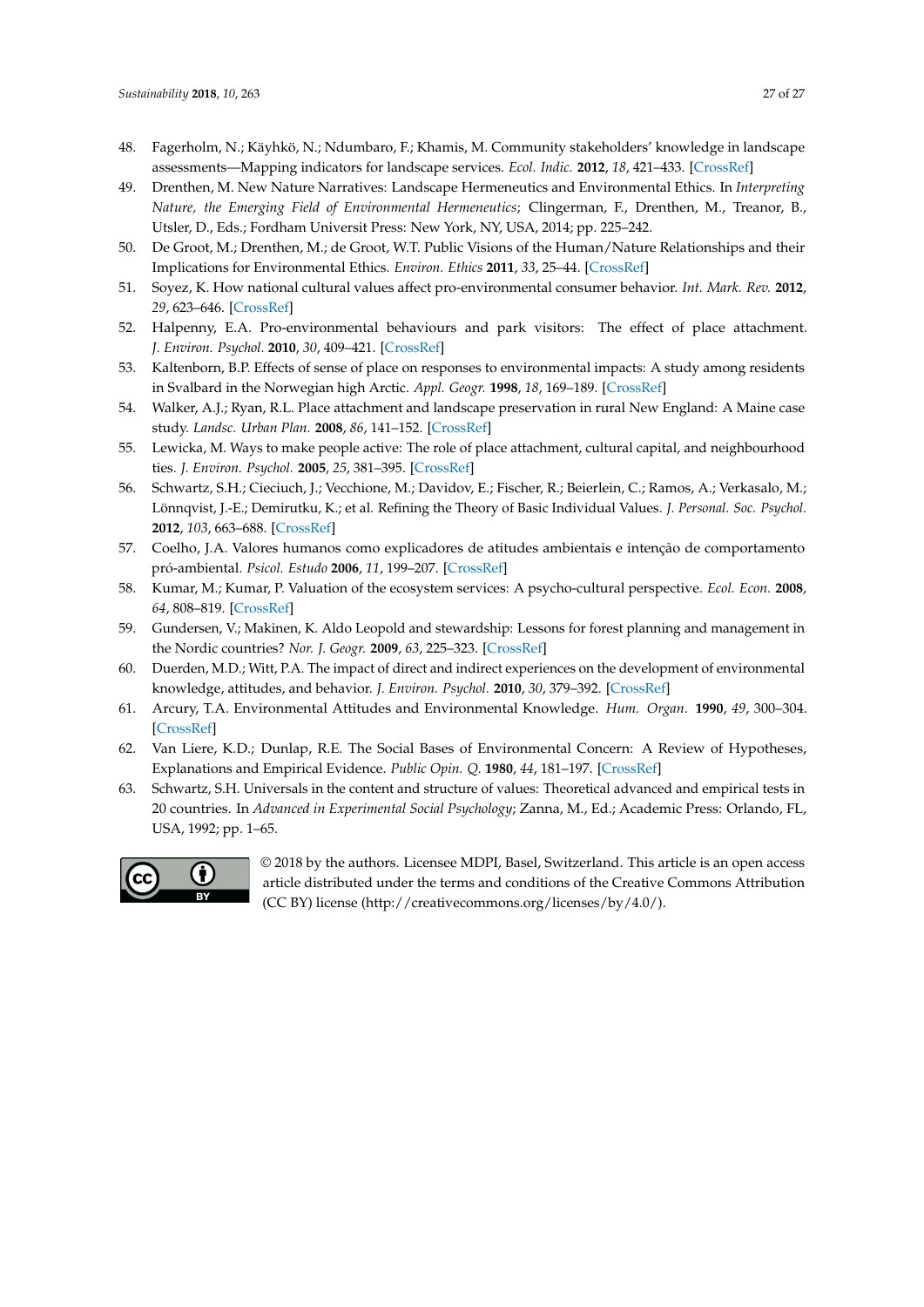48. Fagerholm, N.; Käyhkö, N.; Ndumbaro, F.; Khamis, M. Community stakeholders' knowledge in landscape assessments—Mapping indicators for landscape services. *Ecol. Indic.* **2012**, *18*, 421–433. [CrossRef]
49. Drenthen, M. New Nature Narratives: Landscape Hermeneutics and Environmental Ethics. In *Interpreting Nature, the Emerging Field of Environmental Hermeneutics*; Clingerman, F., Drenthen, M., Treanor, B., Utsler, D., Eds.; Fordham Universit Press: New York, NY, USA, 2014; pp. 225–242.
50. De Groot, M.; Drenthen, M.; de Groot, W.T. Public Visions of the Human/Nature Relationships and their Implications for Environmental Ethics. *Environ. Ethics* **2011**, *33*, 25–44. [CrossRef]
51. Soyez, K. How national cultural values affect pro-environmental consumer behavior. *Int. Mark. Rev.* **2012**, *29*, 623–646. [CrossRef]
52. Halpenny, E.A. Pro-environmental behaviours and park visitors: The effect of place attachment. *J. Environ. Psychol.* **2010**, *30*, 409–421. [CrossRef]
53. Kaltenborn, B.P. Effects of sense of place on responses to environmental impacts: A study among residents in Svalbard in the Norwegian high Arctic. *Appl. Geogr.* **1998**, *18*, 169–189. [CrossRef]
54. Walker, A.J.; Ryan, R.L. Place attachment and landscape preservation in rural New England: A Maine case study. *Landsc. Urban Plan.* **2008**, *86*, 141–152. [CrossRef]
55. Lewicka, M. Ways to make people active: The role of place attachment, cultural capital, and neighbourhood ties. *J. Environ. Psychol.* **2005**, *25*, 381–395. [CrossRef]
56. Schwartz, S.H.; Cieciuch, J.; Vecchione, M.; Davidov, E.; Fischer, R.; Beierlein, C.; Ramos, A.; Verkasalo, M.; Lönnqvist, J.-E.; Demirutku, K.; et al. Refining the Theory of Basic Individual Values. *J. Personal. Soc. Psychol.* **2012**, *103*, 663–688. [CrossRef]
57. Coelho, J.A. Valores humanos como explicadores de atitudes ambientais e intenção de comportamento pró-ambiental. *Psicol. Estudo* **2006**, *11*, 199–207. [CrossRef]
58. Kumar, M.; Kumar, P. Valuation of the ecosystem services: A psycho-cultural perspective. *Ecol. Econ.* **2008**, *64*, 808–819. [CrossRef]
59. Gundersen, V.; Makinen, K. Aldo Leopold and stewardship: Lessons for forest planning and management in the Nordic countries? *Nor. J. Geogr.* **2009**, *63*, 225–323. [CrossRef]
60. Duerden, M.D.; Witt, P.A. The impact of direct and indirect experiences on the development of environmental knowledge, attitudes, and behavior. *J. Environ. Psychol.* **2010**, *30*, 379–392. [CrossRef]
61. Arcury, T.A. Environmental Attitudes and Environmental Knowledge. *Hum. Organ.* **1990**, *49*, 300–304. [CrossRef]
62. Van Liere, K.D.; Dunlap, R.E. The Social Bases of Environmental Concern: A Review of Hypotheses, Explanations and Empirical Evidence. *Public Opin. Q.* **1980**, *44*, 181–197. [CrossRef]
63. Schwartz, S.H. Universals in the content and structure of values: Theoretical advanced and empirical tests in 20 countries. In *Advanced in Experimental Social Psychology*; Zanna, M., Ed.; Academic Press: Orlando, FL, USA, 1992; pp. 1–65.

© 2018 by the authors. Licensee MDPI, Basel, Switzerland. This article is an open access article distributed under the terms and conditions of the Creative Commons Attribution (CC BY) license (http://creativecommons.org/licenses/by/4.0/).